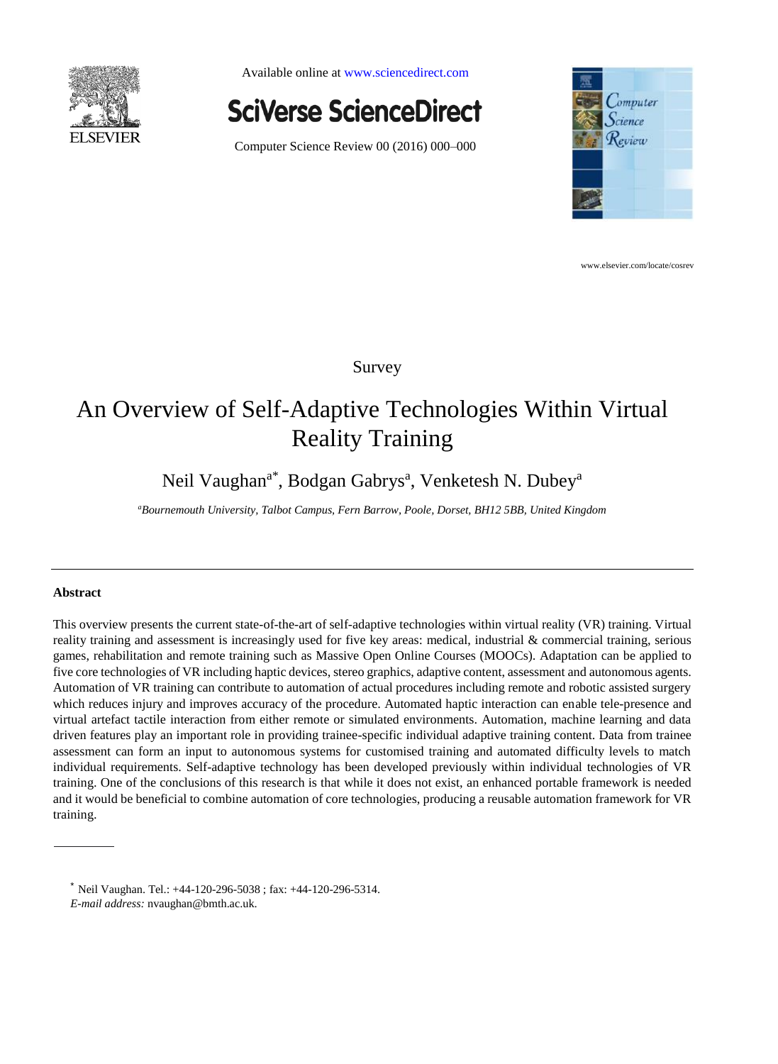Available online at www.sciencedirect.com

**SciVerse ScienceDirect**

Computer Science Review 00 (2016) 000–000

www.elsevier.com/locate/cosrev

Survey

# An Overview of Self-Adaptive Technologies Within Virtual Reality Training

Neil Vaughan[a*], Bodgan Gabrys[a], Venketesh N. Dubey[a]

[a]*Bournemouth University, Talbot Campus, Fern Barrow, Poole, Dorset, BH12 5BB, United Kingdom*

---

### Abstract

This overview presents the current state-of-the-art of self-adaptive technologies within virtual reality (VR) training. Virtual reality training and assessment is increasingly used for five key areas: medical, industrial & commercial training, serious games, rehabilitation and remote training such as Massive Open Online Courses (MOOCs). Adaptation can be applied to five core technologies of VR including haptic devices, stereo graphics, adaptive content, assessment and autonomous agents. Automation of VR training can contribute to automation of actual procedures including remote and robotic assisted surgery which reduces injury and improves accuracy of the procedure. Automated haptic interaction can enable tele-presence and virtual artefact tactile interaction from either remote or simulated environments. Automation, machine learning and data driven features play an important role in providing trainee-specific individual adaptive training content. Data from trainee assessment can form an input to autonomous systems for customised training and automated difficulty levels to match individual requirements. Self-adaptive technology has been developed previously within individual technologies of VR training. One of the conclusions of this research is that while it does not exist, an enhanced portable framework is needed and it would be beneficial to combine automation of core technologies, producing a reusable automation framework for VR training.

---

[*] Neil Vaughan. Tel.: +44-120-296-5038 ; fax: +44-120-296-5314.
*E-mail address:* nvaughan@bmth.ac.uk.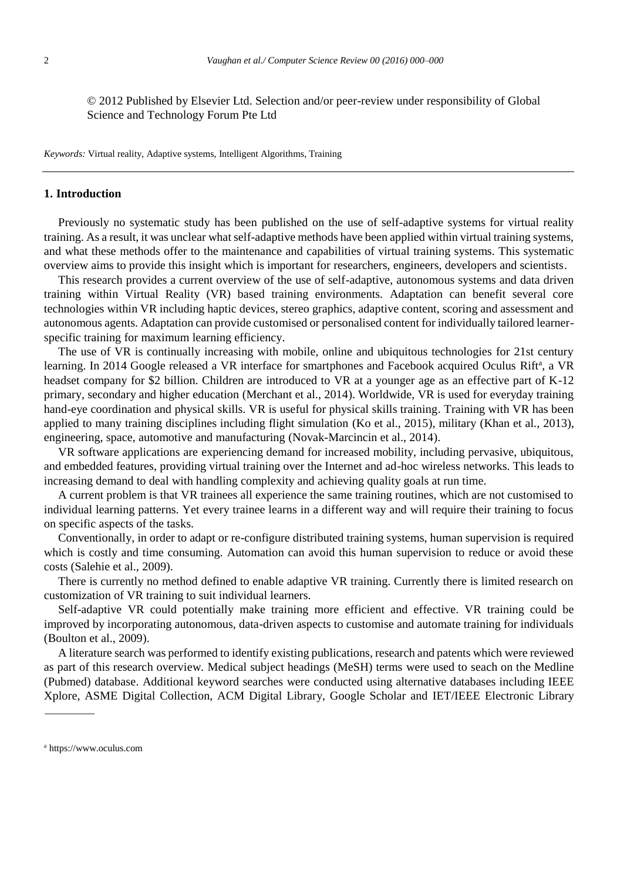© 2012 Published by Elsevier Ltd. Selection and/or peer-review under responsibility of Global Science and Technology Forum Pte Ltd

*Keywords:* Virtual reality, Adaptive systems, Intelligent Algorithms, Training

## 1. Introduction

Previously no systematic study has been published on the use of self-adaptive systems for virtual reality training. As a result, it was unclear what self-adaptive methods have been applied within virtual training systems, and what these methods offer to the maintenance and capabilities of virtual training systems. This systematic overview aims to provide this insight which is important for researchers, engineers, developers and scientists.

This research provides a current overview of the use of self-adaptive, autonomous systems and data driven training within Virtual Reality (VR) based training environments. Adaptation can benefit several core technologies within VR including haptic devices, stereo graphics, adaptive content, scoring and assessment and autonomous agents. Adaptation can provide customised or personalised content for individually tailored learner-specific training for maximum learning efficiency.

The use of VR is continually increasing with mobile, online and ubiquitous technologies for 21st century learning. In 2014 Google released a VR interface for smartphones and Facebook acquired Oculus Rift[a], a VR headset company for $2 billion. Children are introduced to VR at a younger age as an effective part of K-12 primary, secondary and higher education (Merchant et al., 2014). Worldwide, VR is used for everyday training hand-eye coordination and physical skills. VR is useful for physical skills training. Training with VR has been applied to many training disciplines including flight simulation (Ko et al., 2015), military (Khan et al., 2013), engineering, space, automotive and manufacturing (Novak-Marcincin et al., 2014).

VR software applications are experiencing demand for increased mobility, including pervasive, ubiquitous, and embedded features, providing virtual training over the Internet and ad-hoc wireless networks. This leads to increasing demand to deal with handling complexity and achieving quality goals at run time.

A current problem is that VR trainees all experience the same training routines, which are not customised to individual learning patterns. Yet every trainee learns in a different way and will require their training to focus on specific aspects of the tasks.

Conventionally, in order to adapt or re-configure distributed training systems, human supervision is required which is costly and time consuming. Automation can avoid this human supervision to reduce or avoid these costs (Salehie et al., 2009).

There is currently no method defined to enable adaptive VR training. Currently there is limited research on customization of VR training to suit individual learners.

Self-adaptive VR could potentially make training more efficient and effective. VR training could be improved by incorporating autonomous, data-driven aspects to customise and automate training for individuals (Boulton et al., 2009).

A literature search was performed to identify existing publications, research and patents which were reviewed as part of this research overview. Medical subject headings (MeSH) terms were used to seach on the Medline (Pubmed) database. Additional keyword searches were conducted using alternative databases including IEEE Xplore, ASME Digital Collection, ACM Digital Library, Google Scholar and IET/IEEE Electronic Library

[a] https://www.oculus.com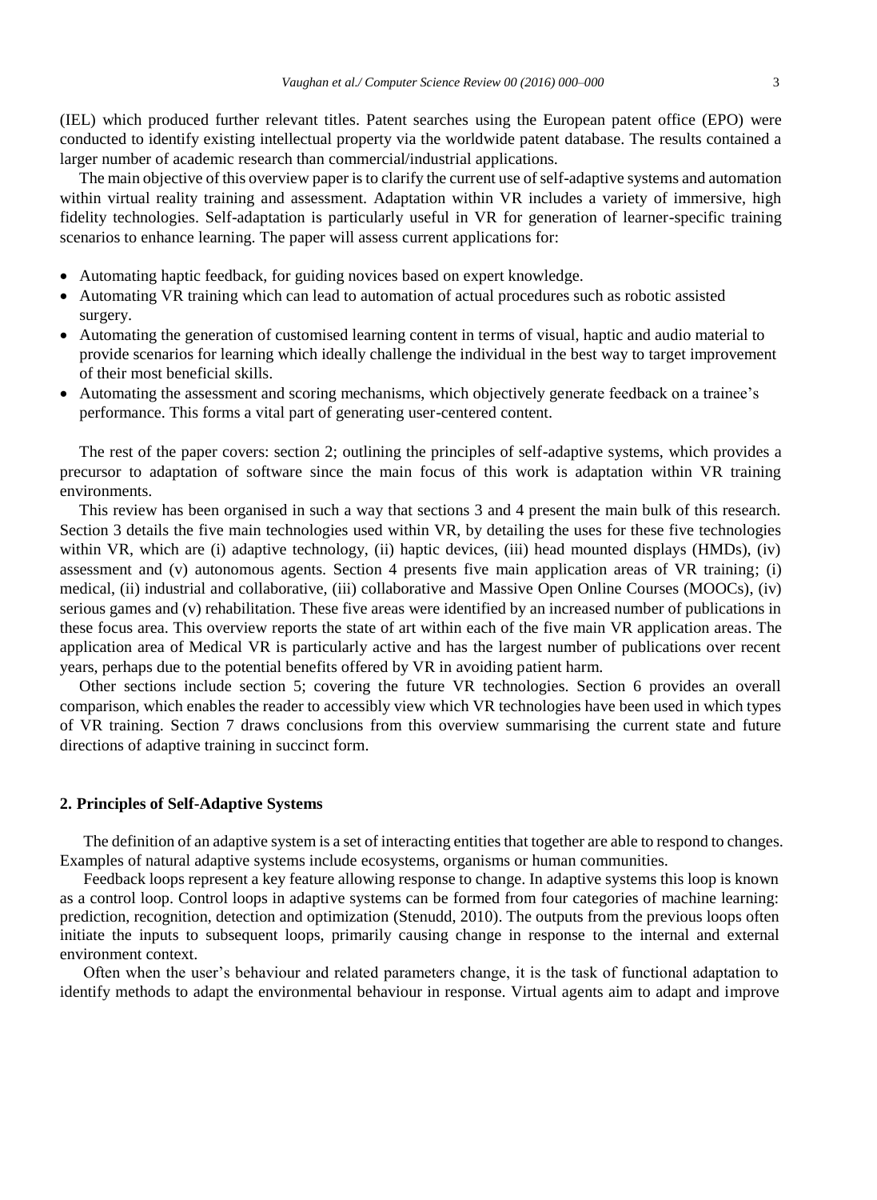(IEL) which produced further relevant titles. Patent searches using the European patent office (EPO) were conducted to identify existing intellectual property via the worldwide patent database. The results contained a larger number of academic research than commercial/industrial applications.

The main objective of this overview paper is to clarify the current use of self-adaptive systems and automation within virtual reality training and assessment. Adaptation within VR includes a variety of immersive, high fidelity technologies. Self-adaptation is particularly useful in VR for generation of learner-specific training scenarios to enhance learning. The paper will assess current applications for:

- Automating haptic feedback, for guiding novices based on expert knowledge.
- Automating VR training which can lead to automation of actual procedures such as robotic assisted surgery.
- Automating the generation of customised learning content in terms of visual, haptic and audio material to provide scenarios for learning which ideally challenge the individual in the best way to target improvement of their most beneficial skills.
- Automating the assessment and scoring mechanisms, which objectively generate feedback on a trainee's performance. This forms a vital part of generating user-centered content.

The rest of the paper covers: section 2; outlining the principles of self-adaptive systems, which provides a precursor to adaptation of software since the main focus of this work is adaptation within VR training environments.

This review has been organised in such a way that sections 3 and 4 present the main bulk of this research. Section 3 details the five main technologies used within VR, by detailing the uses for these five technologies within VR, which are (i) adaptive technology, (ii) haptic devices, (iii) head mounted displays (HMDs), (iv) assessment and (v) autonomous agents. Section 4 presents five main application areas of VR training; (i) medical, (ii) industrial and collaborative, (iii) collaborative and Massive Open Online Courses (MOOCs), (iv) serious games and (v) rehabilitation. These five areas were identified by an increased number of publications in these focus area. This overview reports the state of art within each of the five main VR application areas. The application area of Medical VR is particularly active and has the largest number of publications over recent years, perhaps due to the potential benefits offered by VR in avoiding patient harm.

Other sections include section 5; covering the future VR technologies. Section 6 provides an overall comparison, which enables the reader to accessibly view which VR technologies have been used in which types of VR training. Section 7 draws conclusions from this overview summarising the current state and future directions of adaptive training in succinct form.

## 2. Principles of Self-Adaptive Systems

The definition of an adaptive system is a set of interacting entities that together are able to respond to changes. Examples of natural adaptive systems include ecosystems, organisms or human communities.

Feedback loops represent a key feature allowing response to change. In adaptive systems this loop is known as a control loop. Control loops in adaptive systems can be formed from four categories of machine learning: prediction, recognition, detection and optimization (Stenudd, 2010). The outputs from the previous loops often initiate the inputs to subsequent loops, primarily causing change in response to the internal and external environment context.

Often when the user's behaviour and related parameters change, it is the task of functional adaptation to identify methods to adapt the environmental behaviour in response. Virtual agents aim to adapt and improve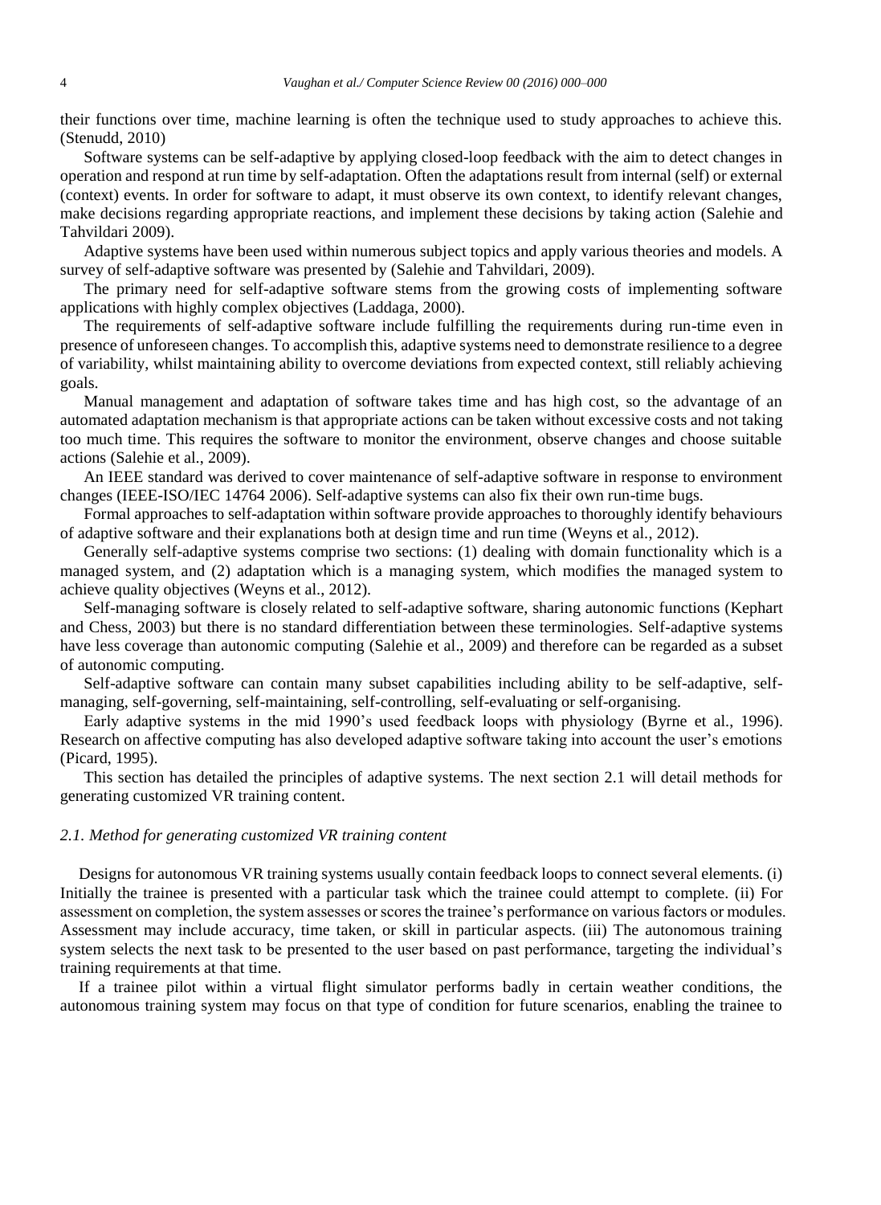their functions over time, machine learning is often the technique used to study approaches to achieve this. (Stenudd, 2010)

Software systems can be self-adaptive by applying closed-loop feedback with the aim to detect changes in operation and respond at run time by self-adaptation. Often the adaptations result from internal (self) or external (context) events. In order for software to adapt, it must observe its own context, to identify relevant changes, make decisions regarding appropriate reactions, and implement these decisions by taking action (Salehie and Tahvildari 2009).

Adaptive systems have been used within numerous subject topics and apply various theories and models. A survey of self-adaptive software was presented by (Salehie and Tahvildari, 2009).

The primary need for self-adaptive software stems from the growing costs of implementing software applications with highly complex objectives (Laddaga, 2000).

The requirements of self-adaptive software include fulfilling the requirements during run-time even in presence of unforeseen changes. To accomplish this, adaptive systems need to demonstrate resilience to a degree of variability, whilst maintaining ability to overcome deviations from expected context, still reliably achieving goals.

Manual management and adaptation of software takes time and has high cost, so the advantage of an automated adaptation mechanism is that appropriate actions can be taken without excessive costs and not taking too much time. This requires the software to monitor the environment, observe changes and choose suitable actions (Salehie et al., 2009).

An IEEE standard was derived to cover maintenance of self-adaptive software in response to environment changes (IEEE-ISO/IEC 14764 2006). Self-adaptive systems can also fix their own run-time bugs.

Formal approaches to self-adaptation within software provide approaches to thoroughly identify behaviours of adaptive software and their explanations both at design time and run time (Weyns et al., 2012).

Generally self-adaptive systems comprise two sections: (1) dealing with domain functionality which is a managed system, and (2) adaptation which is a managing system, which modifies the managed system to achieve quality objectives (Weyns et al., 2012).

Self-managing software is closely related to self-adaptive software, sharing autonomic functions (Kephart and Chess, 2003) but there is no standard differentiation between these terminologies. Self-adaptive systems have less coverage than autonomic computing (Salehie et al., 2009) and therefore can be regarded as a subset of autonomic computing.

Self-adaptive software can contain many subset capabilities including ability to be self-adaptive, self-managing, self-governing, self-maintaining, self-controlling, self-evaluating or self-organising.

Early adaptive systems in the mid 1990's used feedback loops with physiology (Byrne et al., 1996). Research on affective computing has also developed adaptive software taking into account the user's emotions (Picard, 1995).

This section has detailed the principles of adaptive systems. The next section 2.1 will detail methods for generating customized VR training content.

### *2.1. Method for generating customized VR training content*

Designs for autonomous VR training systems usually contain feedback loops to connect several elements. (i) Initially the trainee is presented with a particular task which the trainee could attempt to complete. (ii) For assessment on completion, the system assesses or scores the trainee's performance on various factors or modules. Assessment may include accuracy, time taken, or skill in particular aspects. (iii) The autonomous training system selects the next task to be presented to the user based on past performance, targeting the individual's training requirements at that time.

If a trainee pilot within a virtual flight simulator performs badly in certain weather conditions, the autonomous training system may focus on that type of condition for future scenarios, enabling the trainee to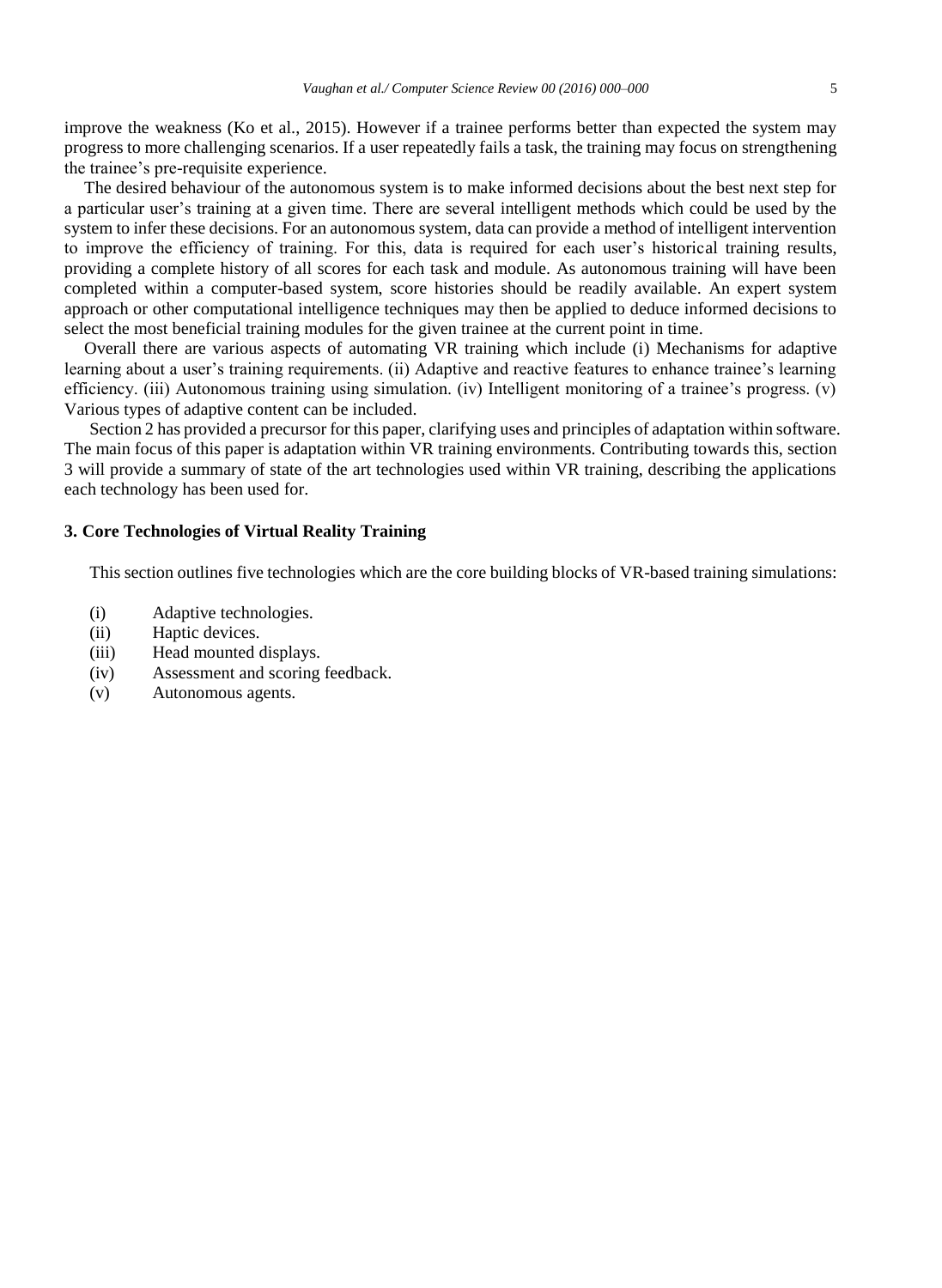improve the weakness (Ko et al., 2015). However if a trainee performs better than expected the system may progress to more challenging scenarios. If a user repeatedly fails a task, the training may focus on strengthening the trainee's pre-requisite experience.

The desired behaviour of the autonomous system is to make informed decisions about the best next step for a particular user's training at a given time. There are several intelligent methods which could be used by the system to infer these decisions. For an autonomous system, data can provide a method of intelligent intervention to improve the efficiency of training. For this, data is required for each user's historical training results, providing a complete history of all scores for each task and module. As autonomous training will have been completed within a computer-based system, score histories should be readily available. An expert system approach or other computational intelligence techniques may then be applied to deduce informed decisions to select the most beneficial training modules for the given trainee at the current point in time.

Overall there are various aspects of automating VR training which include (i) Mechanisms for adaptive learning about a user's training requirements. (ii) Adaptive and reactive features to enhance trainee's learning efficiency. (iii) Autonomous training using simulation. (iv) Intelligent monitoring of a trainee's progress. (v) Various types of adaptive content can be included.

Section 2 has provided a precursor for this paper, clarifying uses and principles of adaptation within software. The main focus of this paper is adaptation within VR training environments. Contributing towards this, section 3 will provide a summary of state of the art technologies used within VR training, describing the applications each technology has been used for.

## 3. Core Technologies of Virtual Reality Training

This section outlines five technologies which are the core building blocks of VR-based training simulations:

(i) Adaptive technologies.
(ii) Haptic devices.
(iii) Head mounted displays.
(iv) Assessment and scoring feedback.
(v) Autonomous agents.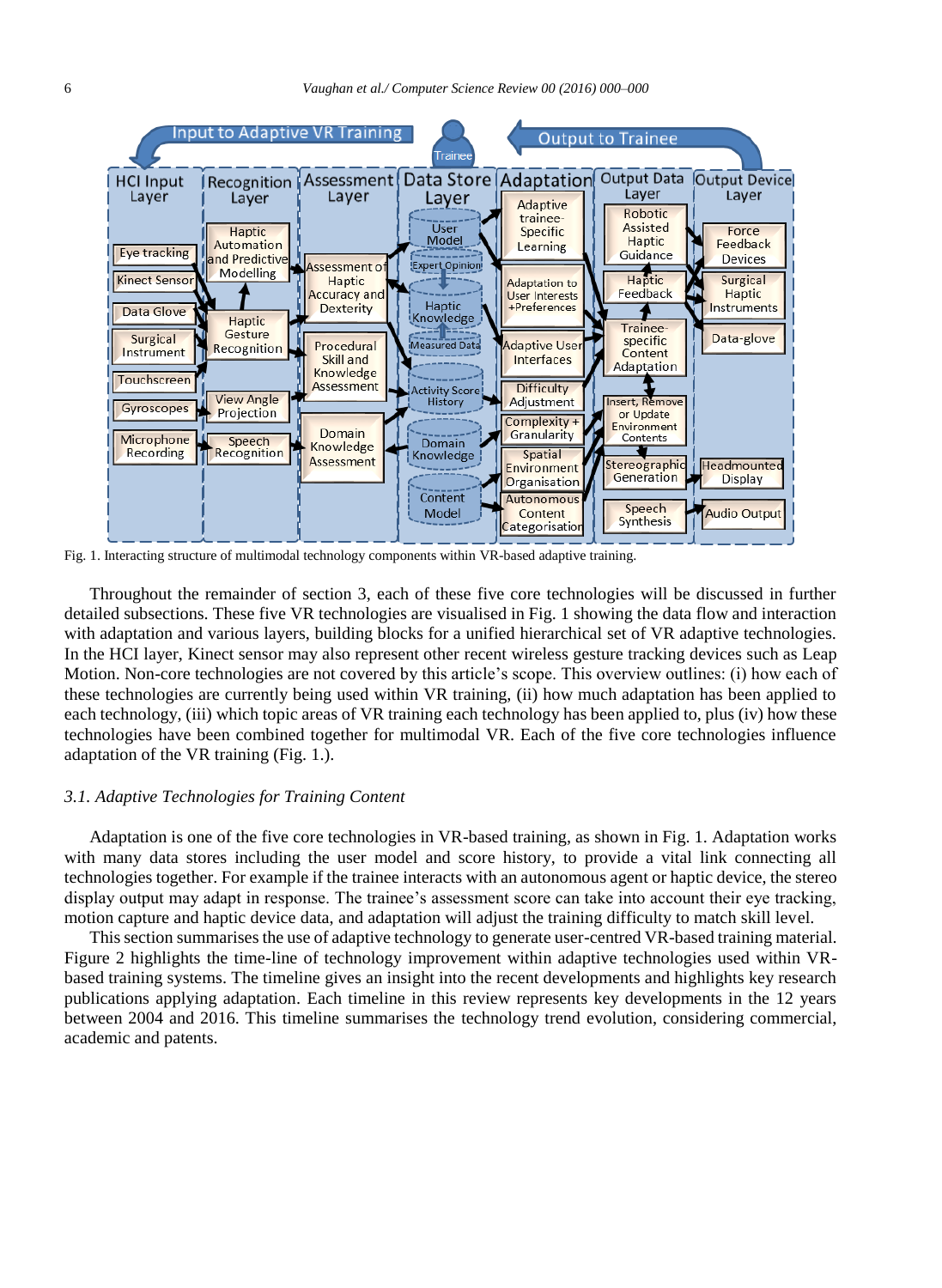Fig. 1. Interacting structure of multimodal technology components within VR-based adaptive training.

Throughout the remainder of section 3, each of these five core technologies will be discussed in further detailed subsections. These five VR technologies are visualised in Fig. 1 showing the data flow and interaction with adaptation and various layers, building blocks for a unified hierarchical set of VR adaptive technologies. In the HCI layer, Kinect sensor may also represent other recent wireless gesture tracking devices such as Leap Motion. Non-core technologies are not covered by this article's scope. This overview outlines: (i) how each of these technologies are currently being used within VR training, (ii) how much adaptation has been applied to each technology, (iii) which topic areas of VR training each technology has been applied to, plus (iv) how these technologies have been combined together for multimodal VR. Each of the five core technologies influence adaptation of the VR training (Fig. 1.).

### *3.1. Adaptive Technologies for Training Content*

Adaptation is one of the five core technologies in VR-based training, as shown in Fig. 1. Adaptation works with many data stores including the user model and score history, to provide a vital link connecting all technologies together. For example if the trainee interacts with an autonomous agent or haptic device, the stereo display output may adapt in response. The trainee's assessment score can take into account their eye tracking, motion capture and haptic device data, and adaptation will adjust the training difficulty to match skill level.

This section summarises the use of adaptive technology to generate user-centred VR-based training material. Figure 2 highlights the time-line of technology improvement within adaptive technologies used within VR-based training systems. The timeline gives an insight into the recent developments and highlights key research publications applying adaptation. Each timeline in this review represents key developments in the 12 years between 2004 and 2016. This timeline summarises the technology trend evolution, considering commercial, academic and patents.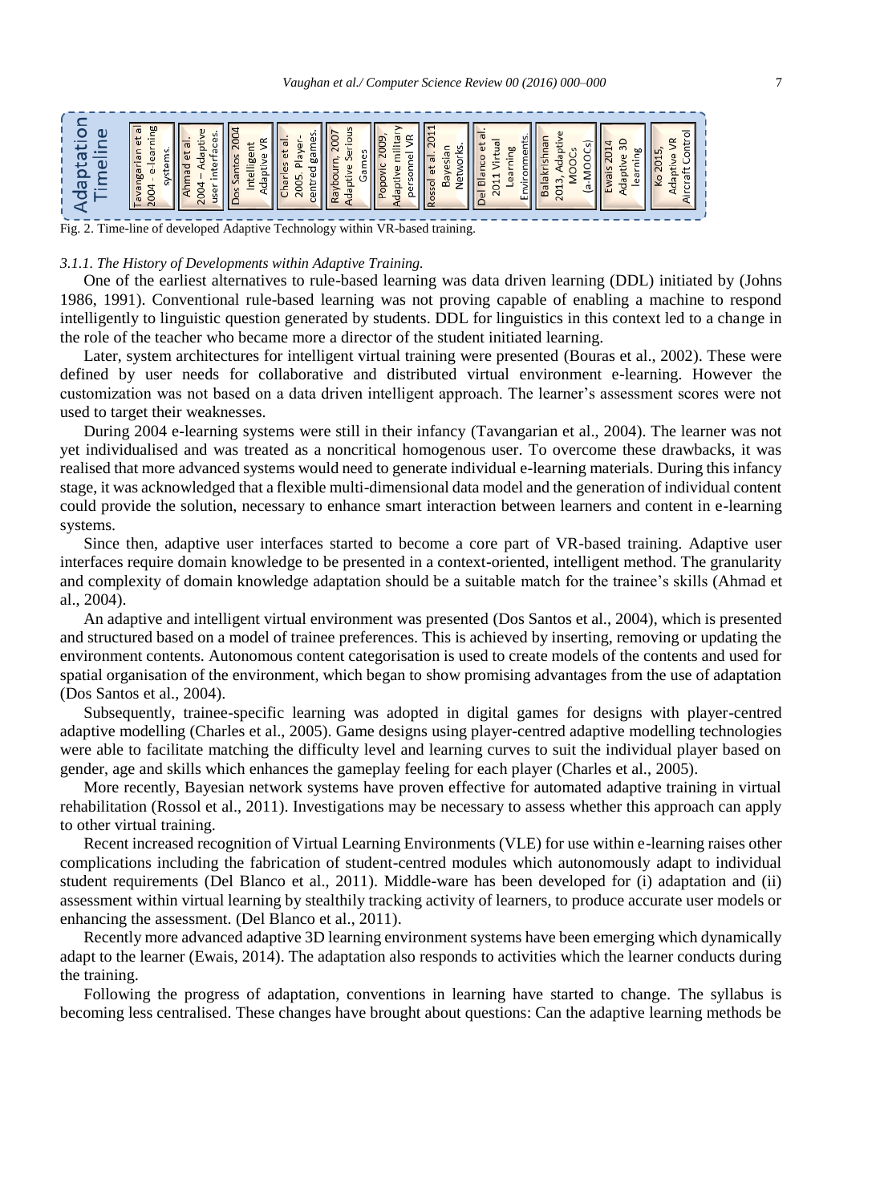Adaptation Timeline

| Tavangarian et al 2004 - e-learning systems. | Ahmad et al. 2004 – Adaptive user interfaces. | Dos Santos 2004 Intelligent Adaptive VR | Charles et al. 2005. Player-centred games. | Raybourn. 2007 Adaptive Serious Games | Popovic 2009, Adaptive military personnel VR | Rossol et al. 2011 Bayesian Networks. | Del Blanco et al. 2011 Virtual Learning Environments. | Balakrishnan 2013, Adaptive MOOCs (a-MOOCs) | Ewais 2014 Adaptive 3D learning | Ko 2015, Adaptive VR Aircraft Control |
|---|---|---|---|---|---|---|---|---|---|---|

Fig. 2. Time-line of developed Adaptive Technology within VR-based training.

### *3.1.1. The History of Developments within Adaptive Training.*

One of the earliest alternatives to rule-based learning was data driven learning (DDL) initiated by (Johns 1986, 1991). Conventional rule-based learning was not proving capable of enabling a machine to respond intelligently to linguistic question generated by students. DDL for linguistics in this context led to a change in the role of the teacher who became more a director of the student initiated learning.

Later, system architectures for intelligent virtual training were presented (Bouras et al., 2002). These were defined by user needs for collaborative and distributed virtual environment e-learning. However the customization was not based on a data driven intelligent approach. The learner's assessment scores were not used to target their weaknesses.

During 2004 e-learning systems were still in their infancy (Tavangarian et al., 2004). The learner was not yet individualised and was treated as a noncritical homogenous user. To overcome these drawbacks, it was realised that more advanced systems would need to generate individual e-learning materials. During this infancy stage, it was acknowledged that a flexible multi-dimensional data model and the generation of individual content could provide the solution, necessary to enhance smart interaction between learners and content in e-learning systems.

Since then, adaptive user interfaces started to become a core part of VR-based training. Adaptive user interfaces require domain knowledge to be presented in a context-oriented, intelligent method. The granularity and complexity of domain knowledge adaptation should be a suitable match for the trainee's skills (Ahmad et al., 2004).

An adaptive and intelligent virtual environment was presented (Dos Santos et al., 2004), which is presented and structured based on a model of trainee preferences. This is achieved by inserting, removing or updating the environment contents. Autonomous content categorisation is used to create models of the contents and used for spatial organisation of the environment, which began to show promising advantages from the use of adaptation (Dos Santos et al., 2004).

Subsequently, trainee-specific learning was adopted in digital games for designs with player-centred adaptive modelling (Charles et al., 2005). Game designs using player-centred adaptive modelling technologies were able to facilitate matching the difficulty level and learning curves to suit the individual player based on gender, age and skills which enhances the gameplay feeling for each player (Charles et al., 2005).

More recently, Bayesian network systems have proven effective for automated adaptive training in virtual rehabilitation (Rossol et al., 2011). Investigations may be necessary to assess whether this approach can apply to other virtual training.

Recent increased recognition of Virtual Learning Environments (VLE) for use within e-learning raises other complications including the fabrication of student-centred modules which autonomously adapt to individual student requirements (Del Blanco et al., 2011). Middle-ware has been developed for (i) adaptation and (ii) assessment within virtual learning by stealthily tracking activity of learners, to produce accurate user models or enhancing the assessment. (Del Blanco et al., 2011).

Recently more advanced adaptive 3D learning environment systems have been emerging which dynamically adapt to the learner (Ewais, 2014). The adaptation also responds to activities which the learner conducts during the training.

Following the progress of adaptation, conventions in learning have started to change. The syllabus is becoming less centralised. These changes have brought about questions: Can the adaptive learning methods be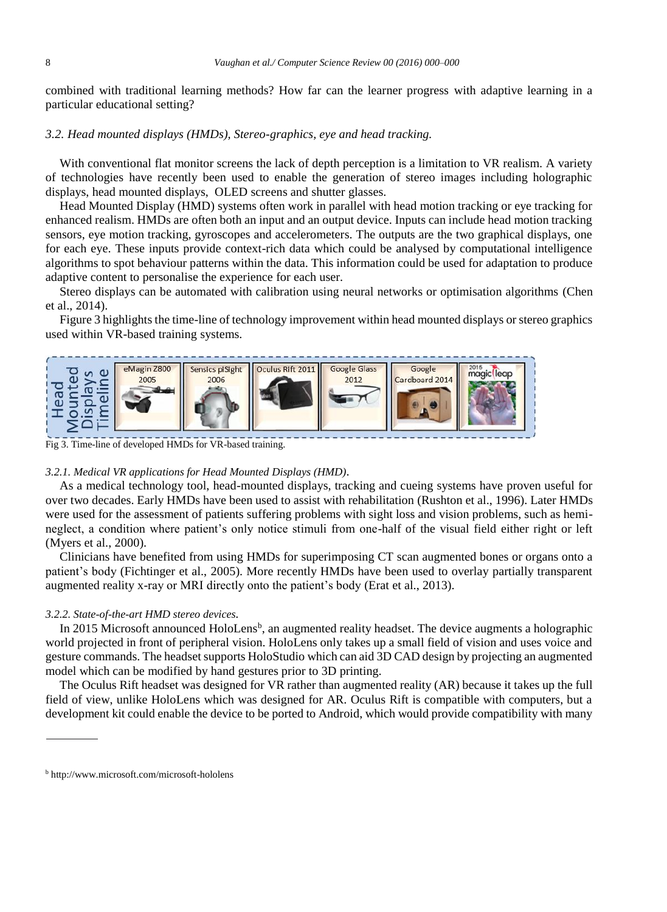combined with traditional learning methods? How far can the learner progress with adaptive learning in a particular educational setting?

### *3.2. Head mounted displays (HMDs), Stereo-graphics, eye and head tracking.*

With conventional flat monitor screens the lack of depth perception is a limitation to VR realism. A variety of technologies have recently been used to enable the generation of stereo images including holographic displays, head mounted displays, OLED screens and shutter glasses.

Head Mounted Display (HMD) systems often work in parallel with head motion tracking or eye tracking for enhanced realism. HMDs are often both an input and an output device. Inputs can include head motion tracking sensors, eye motion tracking, gyroscopes and accelerometers. The outputs are the two graphical displays, one for each eye. These inputs provide context-rich data which could be analysed by computational intelligence algorithms to spot behaviour patterns within the data. This information could be used for adaptation to produce adaptive content to personalise the experience for each user.

Stereo displays can be automated with calibration using neural networks or optimisation algorithms (Chen et al., 2014).

Figure 3 highlights the time-line of technology improvement within head mounted displays or stereo graphics used within VR-based training systems.

Head Mounted Displays Timeline: eMagin Z800 2005 | Sensics piSight 2006 | Oculus Rift 2011 | Google Glass 2012 | Google Cardboard 2014 | 2015 magic leap

Fig 3. Time-line of developed HMDs for VR-based training.

#### *3.2.1. Medical VR applications for Head Mounted Displays (HMD).*

As a medical technology tool, head-mounted displays, tracking and cueing systems have proven useful for over two decades. Early HMDs have been used to assist with rehabilitation (Rushton et al., 1996). Later HMDs were used for the assessment of patients suffering problems with sight loss and vision problems, such as hemi-neglect, a condition where patient's only notice stimuli from one-half of the visual field either right or left (Myers et al., 2000).

Clinicians have benefited from using HMDs for superimposing CT scan augmented bones or organs onto a patient's body (Fichtinger et al., 2005). More recently HMDs have been used to overlay partially transparent augmented reality x-ray or MRI directly onto the patient's body (Erat et al., 2013).

#### *3.2.2. State-of-the-art HMD stereo devices.*

In 2015 Microsoft announced HoloLens[b], an augmented reality headset. The device augments a holographic world projected in front of peripheral vision. HoloLens only takes up a small field of vision and uses voice and gesture commands. The headset supports HoloStudio which can aid 3D CAD design by projecting an augmented model which can be modified by hand gestures prior to 3D printing.

The Oculus Rift headset was designed for VR rather than augmented reality (AR) because it takes up the full field of view, unlike HoloLens which was designed for AR. Oculus Rift is compatible with computers, but a development kit could enable the device to be ported to Android, which would provide compatibility with many

---

[b] http://www.microsoft.com/microsoft-hololens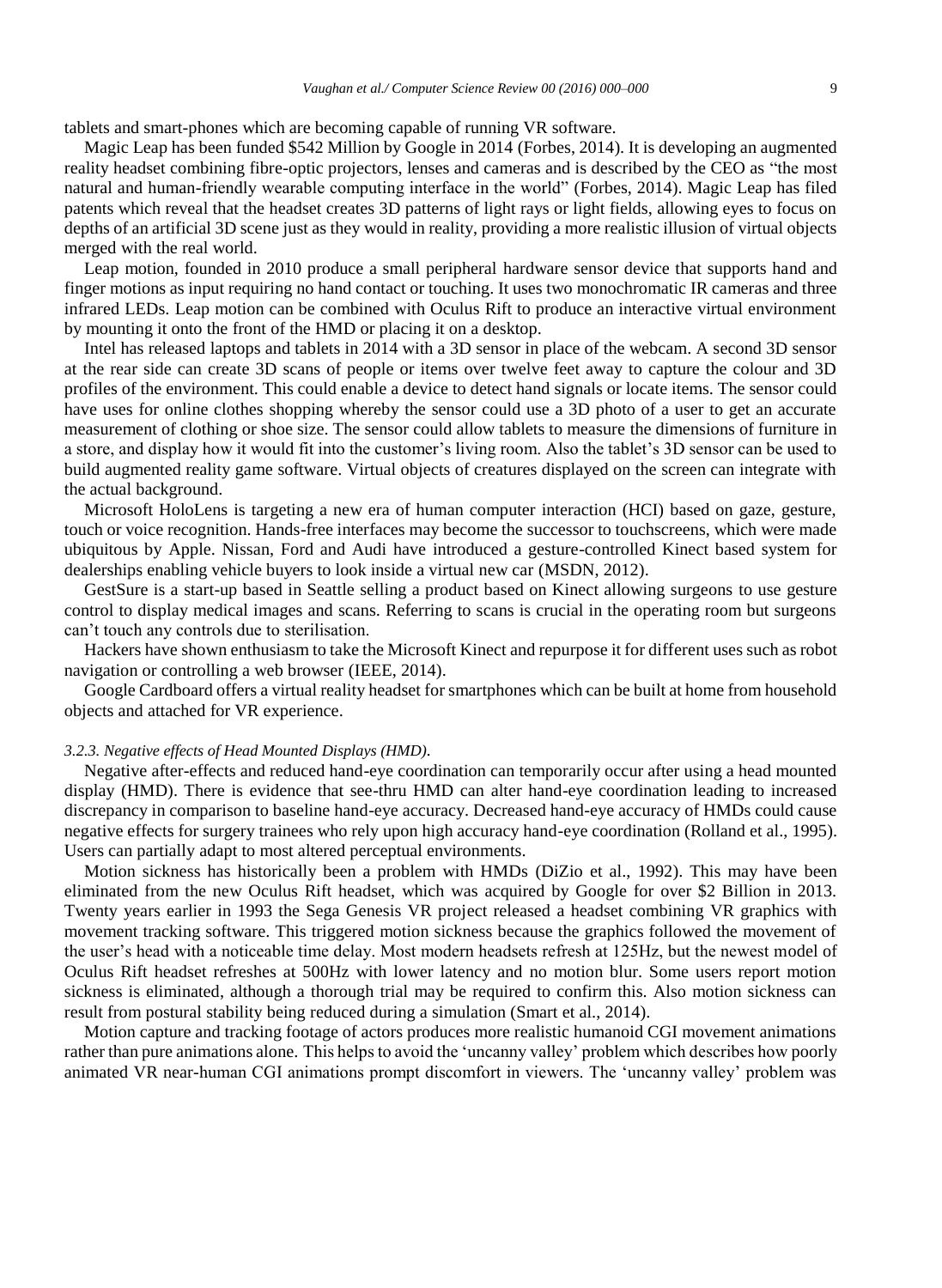tablets and smart-phones which are becoming capable of running VR software.

Magic Leap has been funded $542 Million by Google in 2014 (Forbes, 2014). It is developing an augmented reality headset combining fibre-optic projectors, lenses and cameras and is described by the CEO as "the most natural and human-friendly wearable computing interface in the world" (Forbes, 2014). Magic Leap has filed patents which reveal that the headset creates 3D patterns of light rays or light fields, allowing eyes to focus on depths of an artificial 3D scene just as they would in reality, providing a more realistic illusion of virtual objects merged with the real world.

Leap motion, founded in 2010 produce a small peripheral hardware sensor device that supports hand and finger motions as input requiring no hand contact or touching. It uses two monochromatic IR cameras and three infrared LEDs. Leap motion can be combined with Oculus Rift to produce an interactive virtual environment by mounting it onto the front of the HMD or placing it on a desktop.

Intel has released laptops and tablets in 2014 with a 3D sensor in place of the webcam. A second 3D sensor at the rear side can create 3D scans of people or items over twelve feet away to capture the colour and 3D profiles of the environment. This could enable a device to detect hand signals or locate items. The sensor could have uses for online clothes shopping whereby the sensor could use a 3D photo of a user to get an accurate measurement of clothing or shoe size. The sensor could allow tablets to measure the dimensions of furniture in a store, and display how it would fit into the customer's living room. Also the tablet's 3D sensor can be used to build augmented reality game software. Virtual objects of creatures displayed on the screen can integrate with the actual background.

Microsoft HoloLens is targeting a new era of human computer interaction (HCI) based on gaze, gesture, touch or voice recognition. Hands-free interfaces may become the successor to touchscreens, which were made ubiquitous by Apple. Nissan, Ford and Audi have introduced a gesture-controlled Kinect based system for dealerships enabling vehicle buyers to look inside a virtual new car (MSDN, 2012).

GestSure is a start-up based in Seattle selling a product based on Kinect allowing surgeons to use gesture control to display medical images and scans. Referring to scans is crucial in the operating room but surgeons can't touch any controls due to sterilisation.

Hackers have shown enthusiasm to take the Microsoft Kinect and repurpose it for different uses such as robot navigation or controlling a web browser (IEEE, 2014).

Google Cardboard offers a virtual reality headset for smartphones which can be built at home from household objects and attached for VR experience.

#### *3.2.3. Negative effects of Head Mounted Displays (HMD).*

Negative after-effects and reduced hand-eye coordination can temporarily occur after using a head mounted display (HMD). There is evidence that see-thru HMD can alter hand-eye coordination leading to increased discrepancy in comparison to baseline hand-eye accuracy. Decreased hand-eye accuracy of HMDs could cause negative effects for surgery trainees who rely upon high accuracy hand-eye coordination (Rolland et al., 1995). Users can partially adapt to most altered perceptual environments.

Motion sickness has historically been a problem with HMDs (DiZio et al., 1992). This may have been eliminated from the new Oculus Rift headset, which was acquired by Google for over $2 Billion in 2013. Twenty years earlier in 1993 the Sega Genesis VR project released a headset combining VR graphics with movement tracking software. This triggered motion sickness because the graphics followed the movement of the user's head with a noticeable time delay. Most modern headsets refresh at 125Hz, but the newest model of Oculus Rift headset refreshes at 500Hz with lower latency and no motion blur. Some users report motion sickness is eliminated, although a thorough trial may be required to confirm this. Also motion sickness can result from postural stability being reduced during a simulation (Smart et al., 2014).

Motion capture and tracking footage of actors produces more realistic humanoid CGI movement animations rather than pure animations alone. This helps to avoid the 'uncanny valley' problem which describes how poorly animated VR near-human CGI animations prompt discomfort in viewers. The 'uncanny valley' problem was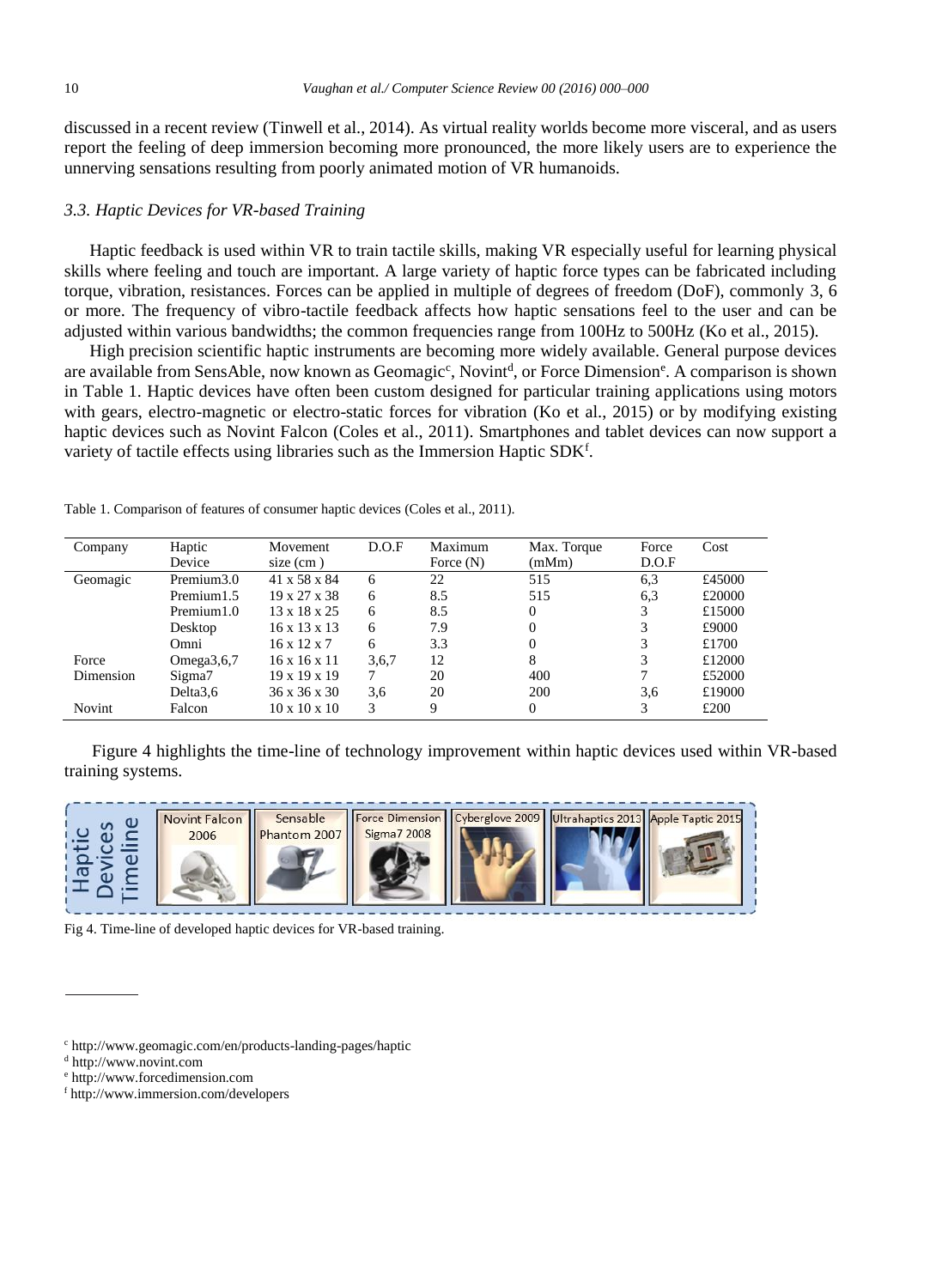discussed in a recent review (Tinwell et al., 2014). As virtual reality worlds become more visceral, and as users report the feeling of deep immersion becoming more pronounced, the more likely users are to experience the unnerving sensations resulting from poorly animated motion of VR humanoids.

### *3.3. Haptic Devices for VR-based Training*

Haptic feedback is used within VR to train tactile skills, making VR especially useful for learning physical skills where feeling and touch are important. A large variety of haptic force types can be fabricated including torque, vibration, resistances. Forces can be applied in multiple of degrees of freedom (DoF), commonly 3, 6 or more. The frequency of vibro-tactile feedback affects how haptic sensations feel to the user and can be adjusted within various bandwidths; the common frequencies range from 100Hz to 500Hz (Ko et al., 2015).

High precision scientific haptic instruments are becoming more widely available. General purpose devices are available from SensAble, now known as Geomagic[c], Novint[d], or Force Dimension[e]. A comparison is shown in Table 1. Haptic devices have often been custom designed for particular training applications using motors with gears, electro-magnetic or electro-static forces for vibration (Ko et al., 2015) or by modifying existing haptic devices such as Novint Falcon (Coles et al., 2011). Smartphones and tablet devices can now support a variety of tactile effects using libraries such as the Immersion Haptic SDK[f].

Table 1. Comparison of features of consumer haptic devices (Coles et al., 2011).

| Company | Haptic Device | Movement size (cm ) | D.O.F | Maximum Force (N) | Max. Torque (mMm) | Force D.O.F | Cost |
|---|---|---|---|---|---|---|---|
| Geomagic | Premium3.0 | 41 x 58 x 84 | 6 | 22 | 515 | 6,3 | £45000 |
| | Premium1.5 | 19 x 27 x 38 | 6 | 8.5 | 515 | 6,3 | £20000 |
| | Premium1.0 | 13 x 18 x 25 | 6 | 8.5 | 0 | 3 | £15000 |
| | Desktop | 16 x 13 x 13 | 6 | 7.9 | 0 | 3 | £9000 |
| | Omni | 16 x 12 x 7 | 6 | 3.3 | 0 | 3 | £1700 |
| Force Dimension | Omega3,6,7 | 16 x 16 x 11 | 3,6,7 | 12 | 8 | 3 | £12000 |
| | Sigma7 | 19 x 19 x 19 | 7 | 20 | 400 | 7 | £52000 |
| | Delta3,6 | 36 x 36 x 30 | 3,6 | 20 | 200 | 3,6 | £19000 |
| Novint | Falcon | 10 x 10 x 10 | 3 | 9 | 0 | 3 | £200 |

Figure 4 highlights the time-line of technology improvement within haptic devices used within VR-based training systems.

Fig 4. Time-line of developed haptic devices for VR-based training.

[c] http://www.geomagic.com/en/products-landing-pages/haptic
[d] http://www.novint.com
[e] http://www.forcedimension.com
[f] http://www.immersion.com/developers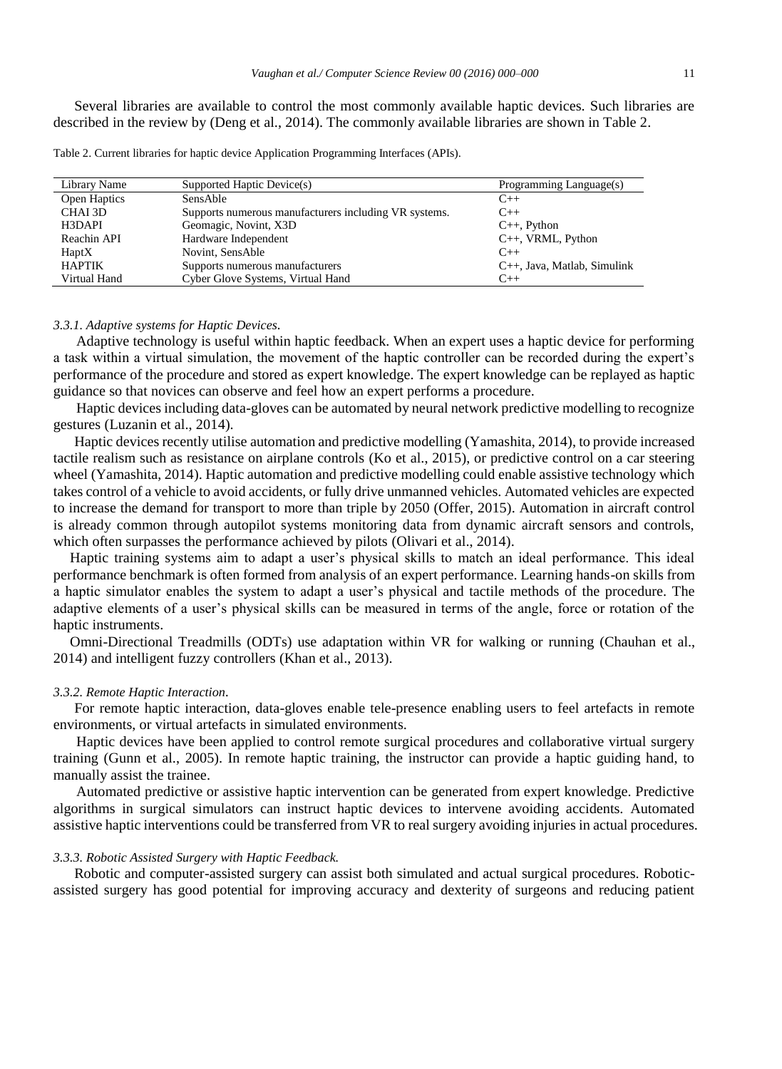Several libraries are available to control the most commonly available haptic devices. Such libraries are described in the review by (Deng et al., 2014). The commonly available libraries are shown in Table 2.

Table 2. Current libraries for haptic device Application Programming Interfaces (APIs).

| Library Name | Supported Haptic Device(s) | Programming Language(s) |
|---|---|---|
| Open Haptics | SensAble | C++ |
| CHAI 3D | Supports numerous manufacturers including VR systems. | C++ |
| H3DAPI | Geomagic, Novint, X3D | C++, Python |
| Reachin API | Hardware Independent | C++, VRML, Python |
| HaptX | Novint, SensAble | C++ |
| HAPTIK | Supports numerous manufacturers | C++, Java, Matlab, Simulink |
| Virtual Hand | Cyber Glove Systems, Virtual Hand | C++ |

### *3.3.1. Adaptive systems for Haptic Devices.*

Adaptive technology is useful within haptic feedback. When an expert uses a haptic device for performing a task within a virtual simulation, the movement of the haptic controller can be recorded during the expert's performance of the procedure and stored as expert knowledge. The expert knowledge can be replayed as haptic guidance so that novices can observe and feel how an expert performs a procedure.

Haptic devices including data-gloves can be automated by neural network predictive modelling to recognize gestures (Luzanin et al., 2014).

Haptic devices recently utilise automation and predictive modelling (Yamashita, 2014), to provide increased tactile realism such as resistance on airplane controls (Ko et al., 2015), or predictive control on a car steering wheel (Yamashita, 2014). Haptic automation and predictive modelling could enable assistive technology which takes control of a vehicle to avoid accidents, or fully drive unmanned vehicles. Automated vehicles are expected to increase the demand for transport to more than triple by 2050 (Offer, 2015). Automation in aircraft control is already common through autopilot systems monitoring data from dynamic aircraft sensors and controls, which often surpasses the performance achieved by pilots (Olivari et al., 2014).

Haptic training systems aim to adapt a user's physical skills to match an ideal performance. This ideal performance benchmark is often formed from analysis of an expert performance. Learning hands-on skills from a haptic simulator enables the system to adapt a user's physical and tactile methods of the procedure. The adaptive elements of a user's physical skills can be measured in terms of the angle, force or rotation of the haptic instruments.

Omni-Directional Treadmills (ODTs) use adaptation within VR for walking or running (Chauhan et al., 2014) and intelligent fuzzy controllers (Khan et al., 2013).

### *3.3.2. Remote Haptic Interaction.*

For remote haptic interaction, data-gloves enable tele-presence enabling users to feel artefacts in remote environments, or virtual artefacts in simulated environments.

Haptic devices have been applied to control remote surgical procedures and collaborative virtual surgery training (Gunn et al., 2005). In remote haptic training, the instructor can provide a haptic guiding hand, to manually assist the trainee.

Automated predictive or assistive haptic intervention can be generated from expert knowledge. Predictive algorithms in surgical simulators can instruct haptic devices to intervene avoiding accidents. Automated assistive haptic interventions could be transferred from VR to real surgery avoiding injuries in actual procedures.

### *3.3.3. Robotic Assisted Surgery with Haptic Feedback.*

Robotic and computer-assisted surgery can assist both simulated and actual surgical procedures. Robotic-assisted surgery has good potential for improving accuracy and dexterity of surgeons and reducing patient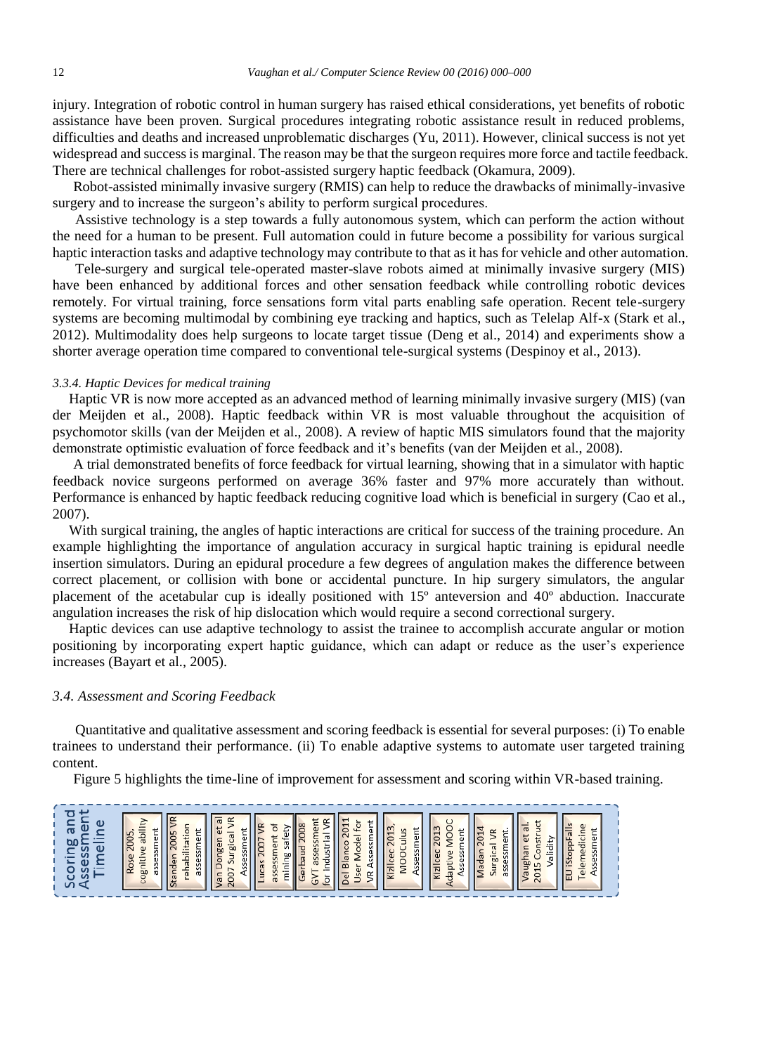injury. Integration of robotic control in human surgery has raised ethical considerations, yet benefits of robotic assistance have been proven. Surgical procedures integrating robotic assistance result in reduced problems, difficulties and deaths and increased unproblematic discharges (Yu, 2011). However, clinical success is not yet widespread and success is marginal. The reason may be that the surgeon requires more force and tactile feedback. There are technical challenges for robot-assisted surgery haptic feedback (Okamura, 2009).

Robot-assisted minimally invasive surgery (RMIS) can help to reduce the drawbacks of minimally-invasive surgery and to increase the surgeon's ability to perform surgical procedures.

Assistive technology is a step towards a fully autonomous system, which can perform the action without the need for a human to be present. Full automation could in future become a possibility for various surgical haptic interaction tasks and adaptive technology may contribute to that as it has for vehicle and other automation.

Tele-surgery and surgical tele-operated master-slave robots aimed at minimally invasive surgery (MIS) have been enhanced by additional forces and other sensation feedback while controlling robotic devices remotely. For virtual training, force sensations form vital parts enabling safe operation. Recent tele-surgery systems are becoming multimodal by combining eye tracking and haptics, such as Telelap Alf-x (Stark et al., 2012). Multimodality does help surgeons to locate target tissue (Deng et al., 2014) and experiments show a shorter average operation time compared to conventional tele-surgical systems (Despinoy et al., 2013).

### *3.3.4. Haptic Devices for medical training*

Haptic VR is now more accepted as an advanced method of learning minimally invasive surgery (MIS) (van der Meijden et al., 2008). Haptic feedback within VR is most valuable throughout the acquisition of psychomotor skills (van der Meijden et al., 2008). A review of haptic MIS simulators found that the majority demonstrate optimistic evaluation of force feedback and it's benefits (van der Meijden et al., 2008).

A trial demonstrated benefits of force feedback for virtual learning, showing that in a simulator with haptic feedback novice surgeons performed on average 36% faster and 97% more accurately than without. Performance is enhanced by haptic feedback reducing cognitive load which is beneficial in surgery (Cao et al., 2007).

With surgical training, the angles of haptic interactions are critical for success of the training procedure. An example highlighting the importance of angulation accuracy in surgical haptic training is epidural needle insertion simulators. During an epidural procedure a few degrees of angulation makes the difference between correct placement, or collision with bone or accidental puncture. In hip surgery simulators, the angular placement of the acetabular cup is ideally positioned with 15º anteversion and 40º abduction. Inaccurate angulation increases the risk of hip dislocation which would require a second correctional surgery.

Haptic devices can use adaptive technology to assist the trainee to accomplish accurate angular or motion positioning by incorporating expert haptic guidance, which can adapt or reduce as the user's experience increases (Bayart et al., 2005).

## *3.4. Assessment and Scoring Feedback*

Quantitative and qualitative assessment and scoring feedback is essential for several purposes: (i) To enable trainees to understand their performance. (ii) To enable adaptive systems to automate user targeted training content.

Figure 5 highlights the time-line of improvement for assessment and scoring within VR-based training.

Scoring and Assessment Timeline

- Rose 2005, cognitive ability assessment
- Standen 2005 VR rehabilitation assessment
- Van Dongen et al 2007 Surgical VR Assessment
- Lucas 2007 VR assessment of mining safety
- Gerbaud 2008 GVT assessment for Industrial VR
- Del Blanco 2011 User Model for VR Assessment
- Kizilcec 2013, MOOCulus Assessment
- Kizilcec 2013 Adaptive MOOC Assessment
- Madan 2014 Surgical VR assessment.
- Vaughan et al. 2015 Construct Validity
- EU iStoppFalls Telemedicine Assessment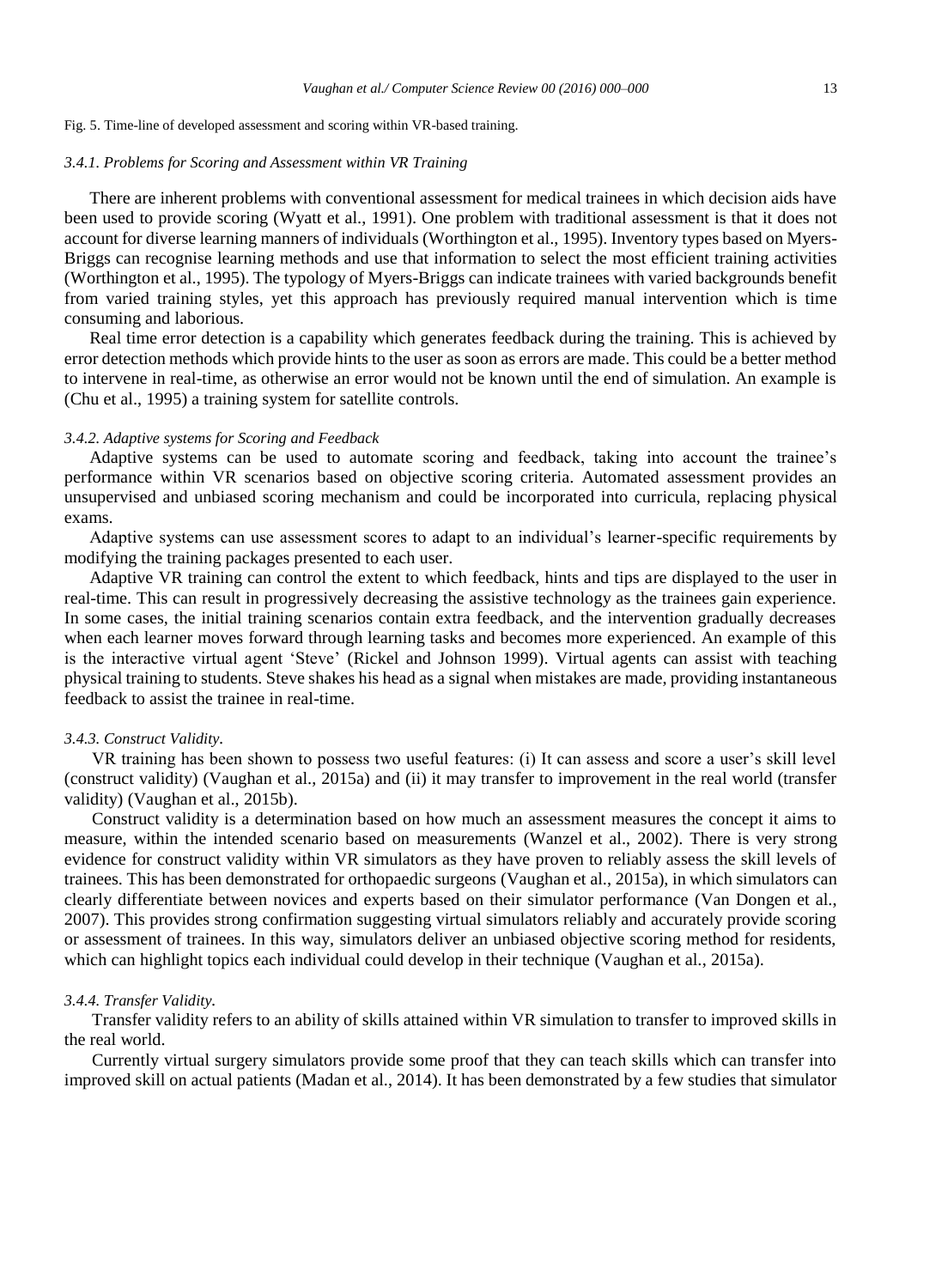Fig. 5. Time-line of developed assessment and scoring within VR-based training.

### *3.4.1. Problems for Scoring and Assessment within VR Training*

There are inherent problems with conventional assessment for medical trainees in which decision aids have been used to provide scoring (Wyatt et al., 1991). One problem with traditional assessment is that it does not account for diverse learning manners of individuals (Worthington et al., 1995). Inventory types based on Myers-Briggs can recognise learning methods and use that information to select the most efficient training activities (Worthington et al., 1995). The typology of Myers-Briggs can indicate trainees with varied backgrounds benefit from varied training styles, yet this approach has previously required manual intervention which is time consuming and laborious.

Real time error detection is a capability which generates feedback during the training. This is achieved by error detection methods which provide hints to the user as soon as errors are made. This could be a better method to intervene in real-time, as otherwise an error would not be known until the end of simulation. An example is (Chu et al., 1995) a training system for satellite controls.

### *3.4.2. Adaptive systems for Scoring and Feedback*

Adaptive systems can be used to automate scoring and feedback, taking into account the trainee's performance within VR scenarios based on objective scoring criteria. Automated assessment provides an unsupervised and unbiased scoring mechanism and could be incorporated into curricula, replacing physical exams.

Adaptive systems can use assessment scores to adapt to an individual's learner-specific requirements by modifying the training packages presented to each user.

Adaptive VR training can control the extent to which feedback, hints and tips are displayed to the user in real-time. This can result in progressively decreasing the assistive technology as the trainees gain experience. In some cases, the initial training scenarios contain extra feedback, and the intervention gradually decreases when each learner moves forward through learning tasks and becomes more experienced. An example of this is the interactive virtual agent 'Steve' (Rickel and Johnson 1999). Virtual agents can assist with teaching physical training to students. Steve shakes his head as a signal when mistakes are made, providing instantaneous feedback to assist the trainee in real-time.

### *3.4.3. Construct Validity.*

VR training has been shown to possess two useful features: (i) It can assess and score a user's skill level (construct validity) (Vaughan et al., 2015a) and (ii) it may transfer to improvement in the real world (transfer validity) (Vaughan et al., 2015b).

Construct validity is a determination based on how much an assessment measures the concept it aims to measure, within the intended scenario based on measurements (Wanzel et al., 2002). There is very strong evidence for construct validity within VR simulators as they have proven to reliably assess the skill levels of trainees. This has been demonstrated for orthopaedic surgeons (Vaughan et al., 2015a), in which simulators can clearly differentiate between novices and experts based on their simulator performance (Van Dongen et al., 2007). This provides strong confirmation suggesting virtual simulators reliably and accurately provide scoring or assessment of trainees. In this way, simulators deliver an unbiased objective scoring method for residents, which can highlight topics each individual could develop in their technique (Vaughan et al., 2015a).

### *3.4.4. Transfer Validity.*

Transfer validity refers to an ability of skills attained within VR simulation to transfer to improved skills in the real world.

Currently virtual surgery simulators provide some proof that they can teach skills which can transfer into improved skill on actual patients (Madan et al., 2014). It has been demonstrated by a few studies that simulator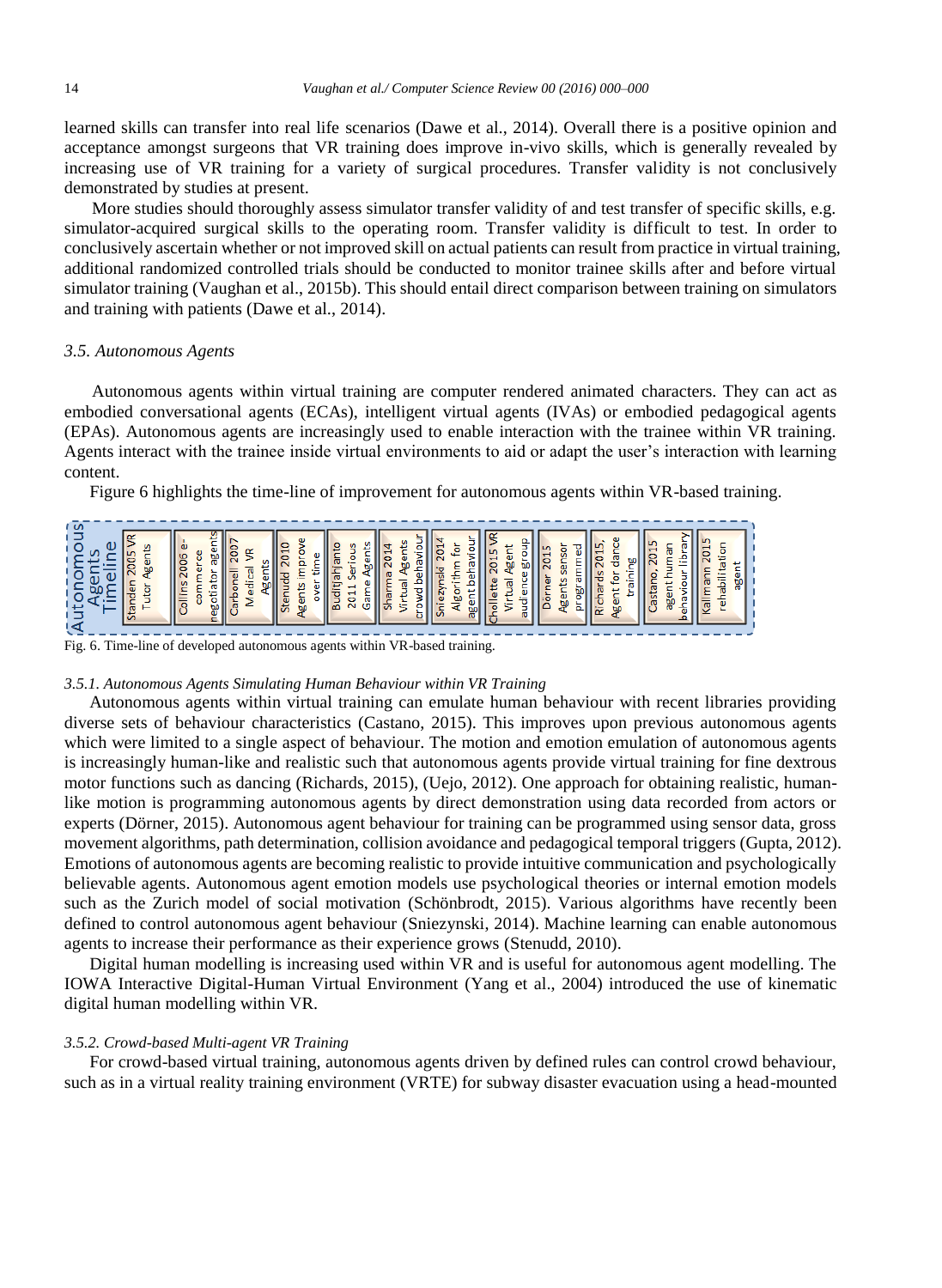learned skills can transfer into real life scenarios (Dawe et al., 2014). Overall there is a positive opinion and acceptance amongst surgeons that VR training does improve in-vivo skills, which is generally revealed by increasing use of VR training for a variety of surgical procedures. Transfer validity is not conclusively demonstrated by studies at present.

More studies should thoroughly assess simulator transfer validity of and test transfer of specific skills, e.g. simulator-acquired surgical skills to the operating room. Transfer validity is difficult to test. In order to conclusively ascertain whether or not improved skill on actual patients can result from practice in virtual training, additional randomized controlled trials should be conducted to monitor trainee skills after and before virtual simulator training (Vaughan et al., 2015b). This should entail direct comparison between training on simulators and training with patients (Dawe et al., 2014).

### *3.5. Autonomous Agents*

Autonomous agents within virtual training are computer rendered animated characters. They can act as embodied conversational agents (ECAs), intelligent virtual agents (IVAs) or embodied pedagogical agents (EPAs). Autonomous agents are increasingly used to enable interaction with the trainee within VR training. Agents interact with the trainee inside virtual environments to aid or adapt the user's interaction with learning content.

Figure 6 highlights the time-line of improvement for autonomous agents within VR-based training.

Autonomous Agents Timeline: Standen 2005 VR Tutor Agents | Collins 2006 e-commerce negotiator agents | Carbonell 2007 Medical VR Agents | Stenudd 2010 Agents improve over time | Buditjahjanto 2011 Serious Game Agents | Sharma 2014 Virtual Agents crowd behaviour | Sniezynski 2014 Algorithm for agent behaviour | Chollette 2015 VR Virtual Agent audience group | Dörner 2015 Agents sensor programmed | Richards 2015, Agent for dance training | Castano, 2015 agent human behaviour library | Kallmann 2015 rehabilitation agent

Fig. 6. Time-line of developed autonomous agents within VR-based training.

#### *3.5.1. Autonomous Agents Simulating Human Behaviour within VR Training*

Autonomous agents within virtual training can emulate human behaviour with recent libraries providing diverse sets of behaviour characteristics (Castano, 2015). This improves upon previous autonomous agents which were limited to a single aspect of behaviour. The motion and emotion emulation of autonomous agents is increasingly human-like and realistic such that autonomous agents provide virtual training for fine dextrous motor functions such as dancing (Richards, 2015), (Uejo, 2012). One approach for obtaining realistic, human-like motion is programming autonomous agents by direct demonstration using data recorded from actors or experts (Dörner, 2015). Autonomous agent behaviour for training can be programmed using sensor data, gross movement algorithms, path determination, collision avoidance and pedagogical temporal triggers (Gupta, 2012). Emotions of autonomous agents are becoming realistic to provide intuitive communication and psychologically believable agents. Autonomous agent emotion models use psychological theories or internal emotion models such as the Zurich model of social motivation (Schönbrodt, 2015). Various algorithms have recently been defined to control autonomous agent behaviour (Sniezynski, 2014). Machine learning can enable autonomous agents to increase their performance as their experience grows (Stenudd, 2010).

Digital human modelling is increasing used within VR and is useful for autonomous agent modelling. The IOWA Interactive Digital-Human Virtual Environment (Yang et al., 2004) introduced the use of kinematic digital human modelling within VR.

#### *3.5.2. Crowd-based Multi-agent VR Training*

For crowd-based virtual training, autonomous agents driven by defined rules can control crowd behaviour, such as in a virtual reality training environment (VRTE) for subway disaster evacuation using a head-mounted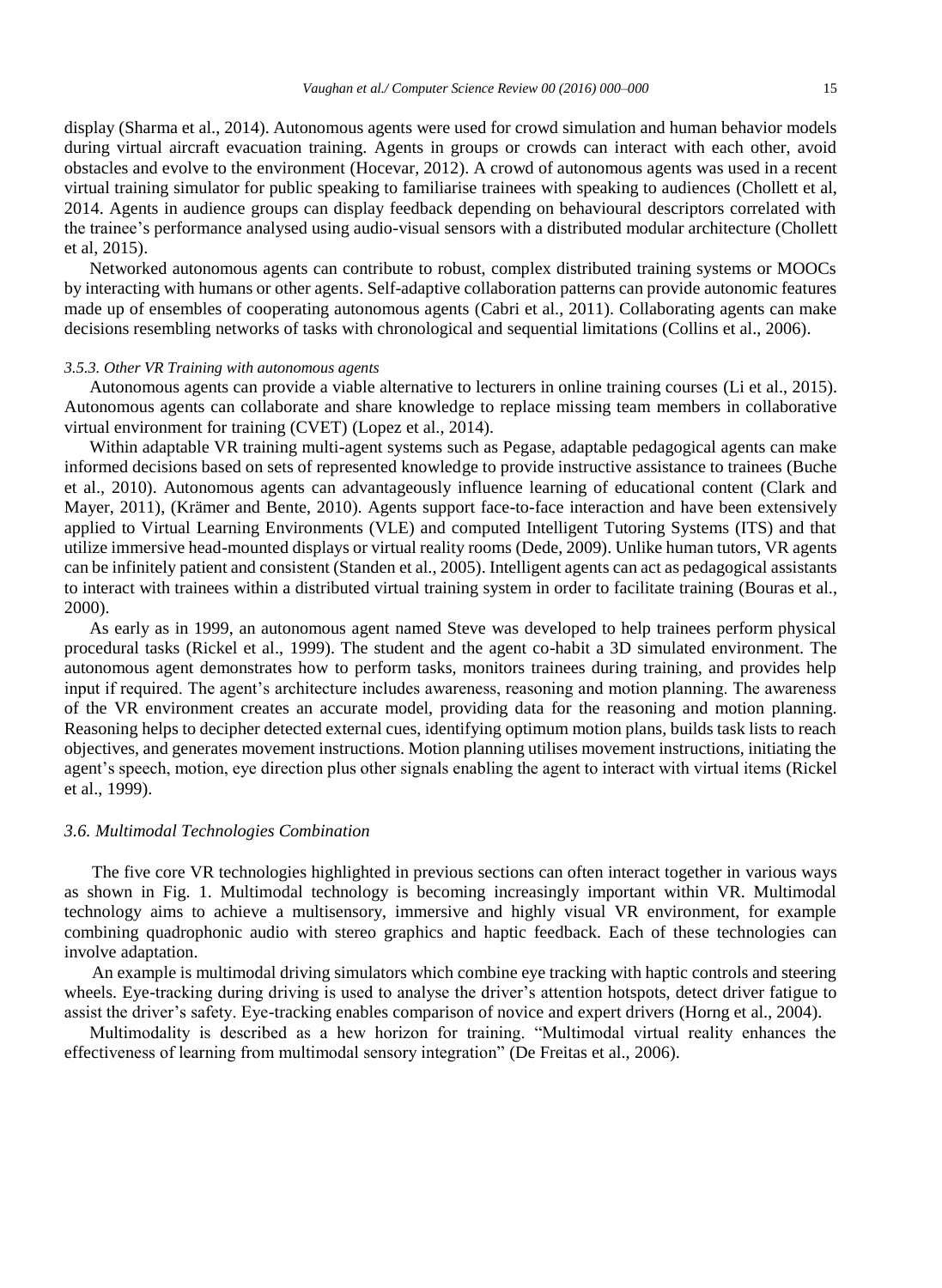display (Sharma et al., 2014). Autonomous agents were used for crowd simulation and human behavior models during virtual aircraft evacuation training. Agents in groups or crowds can interact with each other, avoid obstacles and evolve to the environment (Hocevar, 2012). A crowd of autonomous agents was used in a recent virtual training simulator for public speaking to familiarise trainees with speaking to audiences (Chollett et al, 2014. Agents in audience groups can display feedback depending on behavioural descriptors correlated with the trainee's performance analysed using audio-visual sensors with a distributed modular architecture (Chollett et al, 2015).

Networked autonomous agents can contribute to robust, complex distributed training systems or MOOCs by interacting with humans or other agents. Self-adaptive collaboration patterns can provide autonomic features made up of ensembles of cooperating autonomous agents (Cabri et al., 2011). Collaborating agents can make decisions resembling networks of tasks with chronological and sequential limitations (Collins et al., 2006).

#### *3.5.3. Other VR Training with autonomous agents*

Autonomous agents can provide a viable alternative to lecturers in online training courses (Li et al., 2015). Autonomous agents can collaborate and share knowledge to replace missing team members in collaborative virtual environment for training (CVET) (Lopez et al., 2014).

Within adaptable VR training multi-agent systems such as Pegase, adaptable pedagogical agents can make informed decisions based on sets of represented knowledge to provide instructive assistance to trainees (Buche et al., 2010). Autonomous agents can advantageously influence learning of educational content (Clark and Mayer, 2011), (Krämer and Bente, 2010). Agents support face-to-face interaction and have been extensively applied to Virtual Learning Environments (VLE) and computed Intelligent Tutoring Systems (ITS) and that utilize immersive head-mounted displays or virtual reality rooms (Dede, 2009). Unlike human tutors, VR agents can be infinitely patient and consistent (Standen et al., 2005). Intelligent agents can act as pedagogical assistants to interact with trainees within a distributed virtual training system in order to facilitate training (Bouras et al., 2000).

As early as in 1999, an autonomous agent named Steve was developed to help trainees perform physical procedural tasks (Rickel et al., 1999). The student and the agent co-habit a 3D simulated environment. The autonomous agent demonstrates how to perform tasks, monitors trainees during training, and provides help input if required. The agent's architecture includes awareness, reasoning and motion planning. The awareness of the VR environment creates an accurate model, providing data for the reasoning and motion planning. Reasoning helps to decipher detected external cues, identifying optimum motion plans, builds task lists to reach objectives, and generates movement instructions. Motion planning utilises movement instructions, initiating the agent's speech, motion, eye direction plus other signals enabling the agent to interact with virtual items (Rickel et al., 1999).

### *3.6. Multimodal Technologies Combination*

The five core VR technologies highlighted in previous sections can often interact together in various ways as shown in Fig. 1. Multimodal technology is becoming increasingly important within VR. Multimodal technology aims to achieve a multisensory, immersive and highly visual VR environment, for example combining quadrophonic audio with stereo graphics and haptic feedback. Each of these technologies can involve adaptation.

An example is multimodal driving simulators which combine eye tracking with haptic controls and steering wheels. Eye-tracking during driving is used to analyse the driver's attention hotspots, detect driver fatigue to assist the driver's safety. Eye-tracking enables comparison of novice and expert drivers (Horng et al., 2004).

Multimodality is described as a hew horizon for training. "Multimodal virtual reality enhances the effectiveness of learning from multimodal sensory integration" (De Freitas et al., 2006).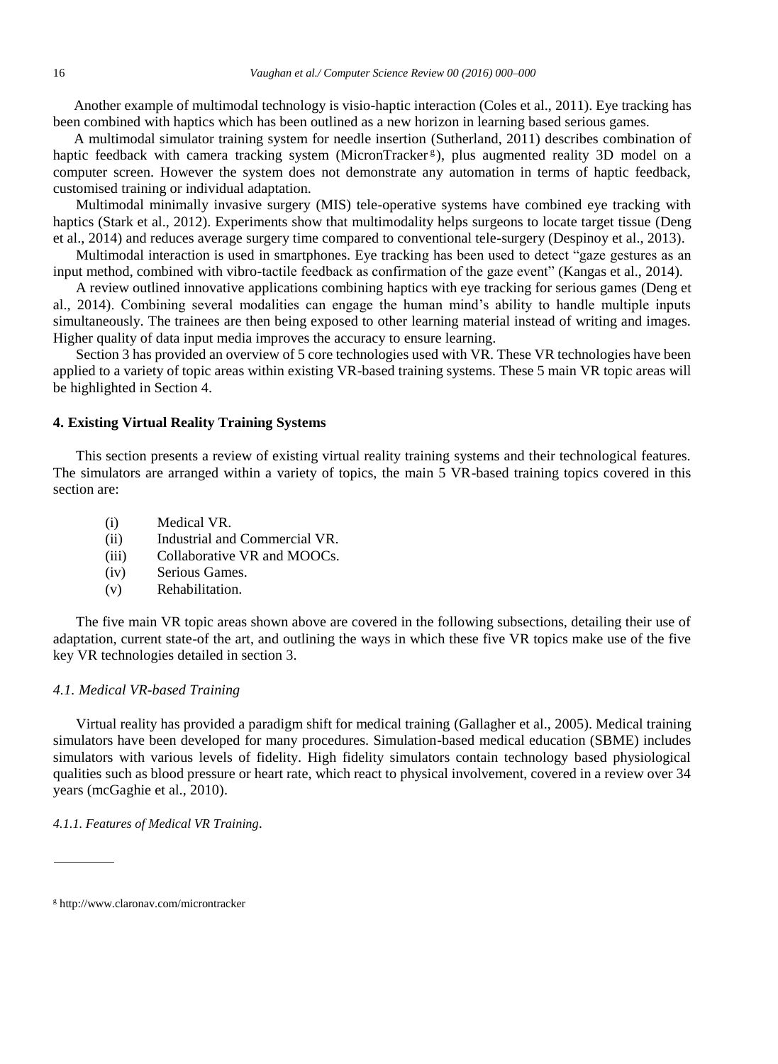Another example of multimodal technology is visio-haptic interaction (Coles et al., 2011). Eye tracking has been combined with haptics which has been outlined as a new horizon in learning based serious games.

A multimodal simulator training system for needle insertion (Sutherland, 2011) describes combination of haptic feedback with camera tracking system (MicronTracker[g]), plus augmented reality 3D model on a computer screen. However the system does not demonstrate any automation in terms of haptic feedback, customised training or individual adaptation.

Multimodal minimally invasive surgery (MIS) tele-operative systems have combined eye tracking with haptics (Stark et al., 2012). Experiments show that multimodality helps surgeons to locate target tissue (Deng et al., 2014) and reduces average surgery time compared to conventional tele-surgery (Despinoy et al., 2013).

Multimodal interaction is used in smartphones. Eye tracking has been used to detect "gaze gestures as an input method, combined with vibro-tactile feedback as confirmation of the gaze event" (Kangas et al., 2014).

A review outlined innovative applications combining haptics with eye tracking for serious games (Deng et al., 2014). Combining several modalities can engage the human mind's ability to handle multiple inputs simultaneously. The trainees are then being exposed to other learning material instead of writing and images. Higher quality of data input media improves the accuracy to ensure learning.

Section 3 has provided an overview of 5 core technologies used with VR. These VR technologies have been applied to a variety of topic areas within existing VR-based training systems. These 5 main VR topic areas will be highlighted in Section 4.

## 4. Existing Virtual Reality Training Systems

This section presents a review of existing virtual reality training systems and their technological features. The simulators are arranged within a variety of topics, the main 5 VR-based training topics covered in this section are:

- (i) Medical VR.
- (ii) Industrial and Commercial VR.
- (iii) Collaborative VR and MOOCs.
- (iv) Serious Games.
- (v) Rehabilitation.

The five main VR topic areas shown above are covered in the following subsections, detailing their use of adaptation, current state-of the art, and outlining the ways in which these five VR topics make use of the five key VR technologies detailed in section 3.

### *4.1. Medical VR-based Training*

Virtual reality has provided a paradigm shift for medical training (Gallagher et al., 2005). Medical training simulators have been developed for many procedures. Simulation-based medical education (SBME) includes simulators with various levels of fidelity. High fidelity simulators contain technology based physiological qualities such as blood pressure or heart rate, which react to physical involvement, covered in a review over 34 years (mcGaghie et al., 2010).

#### *4.1.1. Features of Medical VR Training*.

---

[g] http://www.claronav.com/microntracker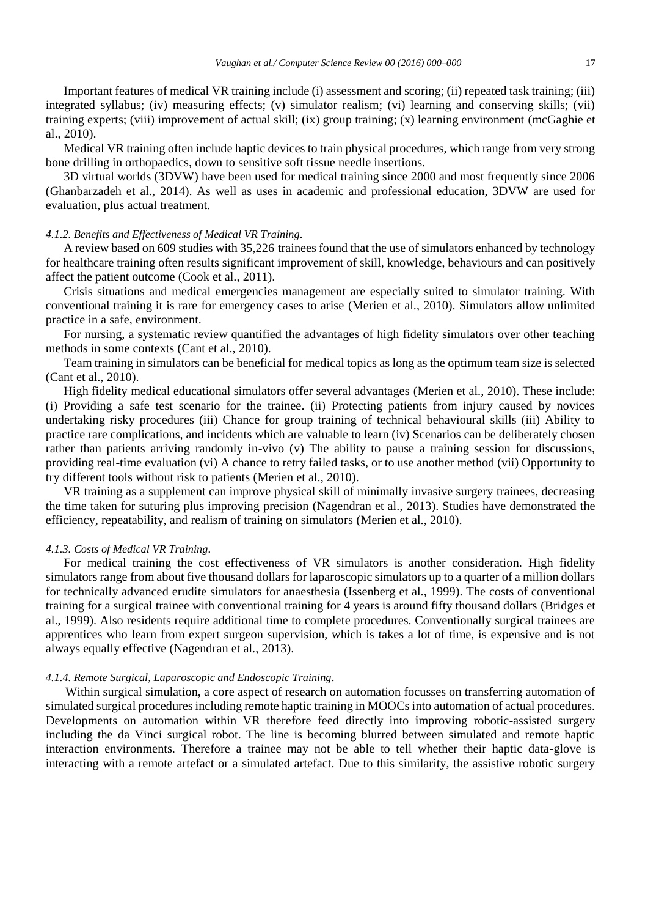Important features of medical VR training include (i) assessment and scoring; (ii) repeated task training; (iii) integrated syllabus; (iv) measuring effects; (v) simulator realism; (vi) learning and conserving skills; (vii) training experts; (viii) improvement of actual skill; (ix) group training; (x) learning environment (mcGaghie et al., 2010).

Medical VR training often include haptic devices to train physical procedures, which range from very strong bone drilling in orthopaedics, down to sensitive soft tissue needle insertions.

3D virtual worlds (3DVW) have been used for medical training since 2000 and most frequently since 2006 (Ghanbarzadeh et al., 2014). As well as uses in academic and professional education, 3DVW are used for evaluation, plus actual treatment.

#### *4.1.2. Benefits and Effectiveness of Medical VR Training.*

A review based on 609 studies with 35,226 trainees found that the use of simulators enhanced by technology for healthcare training often results significant improvement of skill, knowledge, behaviours and can positively affect the patient outcome (Cook et al., 2011).

Crisis situations and medical emergencies management are especially suited to simulator training. With conventional training it is rare for emergency cases to arise (Merien et al., 2010). Simulators allow unlimited practice in a safe, environment.

For nursing, a systematic review quantified the advantages of high fidelity simulators over other teaching methods in some contexts (Cant et al., 2010).

Team training in simulators can be beneficial for medical topics as long as the optimum team size is selected (Cant et al., 2010).

High fidelity medical educational simulators offer several advantages (Merien et al., 2010). These include: (i) Providing a safe test scenario for the trainee. (ii) Protecting patients from injury caused by novices undertaking risky procedures (iii) Chance for group training of technical behavioural skills (iii) Ability to practice rare complications, and incidents which are valuable to learn (iv) Scenarios can be deliberately chosen rather than patients arriving randomly in-vivo (v) The ability to pause a training session for discussions, providing real-time evaluation (vi) A chance to retry failed tasks, or to use another method (vii) Opportunity to try different tools without risk to patients (Merien et al., 2010).

VR training as a supplement can improve physical skill of minimally invasive surgery trainees, decreasing the time taken for suturing plus improving precision (Nagendran et al., 2013). Studies have demonstrated the efficiency, repeatability, and realism of training on simulators (Merien et al., 2010).

#### *4.1.3. Costs of Medical VR Training.*

For medical training the cost effectiveness of VR simulators is another consideration. High fidelity simulators range from about five thousand dollars for laparoscopic simulators up to a quarter of a million dollars for technically advanced erudite simulators for anaesthesia (Issenberg et al., 1999). The costs of conventional training for a surgical trainee with conventional training for 4 years is around fifty thousand dollars (Bridges et al., 1999). Also residents require additional time to complete procedures. Conventionally surgical trainees are apprentices who learn from expert surgeon supervision, which is takes a lot of time, is expensive and is not always equally effective (Nagendran et al., 2013).

#### *4.1.4. Remote Surgical, Laparoscopic and Endoscopic Training.*

Within surgical simulation, a core aspect of research on automation focusses on transferring automation of simulated surgical procedures including remote haptic training in MOOCs into automation of actual procedures. Developments on automation within VR therefore feed directly into improving robotic-assisted surgery including the da Vinci surgical robot. The line is becoming blurred between simulated and remote haptic interaction environments. Therefore a trainee may not be able to tell whether their haptic data-glove is interacting with a remote artefact or a simulated artefact. Due to this similarity, the assistive robotic surgery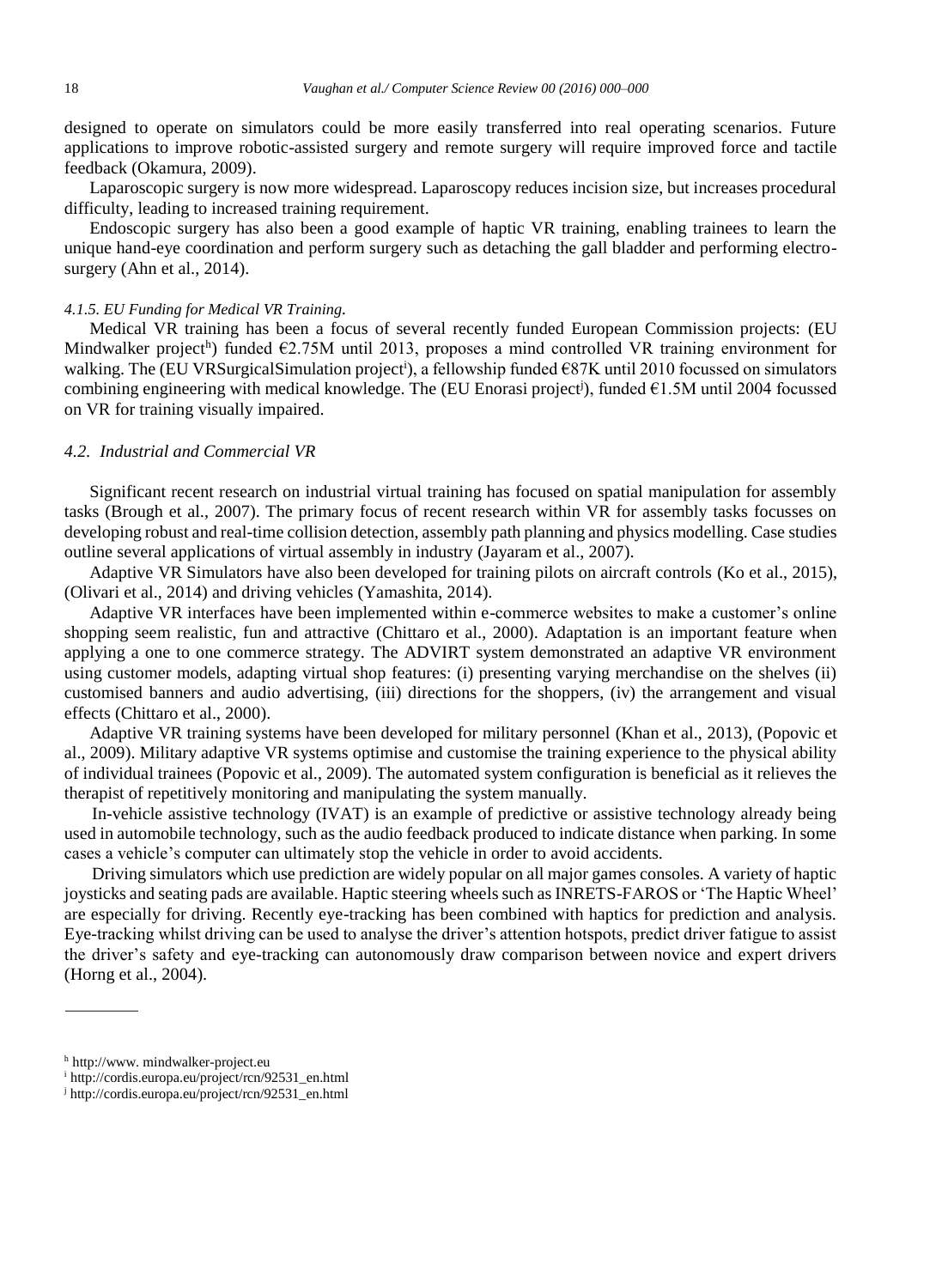designed to operate on simulators could be more easily transferred into real operating scenarios. Future applications to improve robotic-assisted surgery and remote surgery will require improved force and tactile feedback (Okamura, 2009).

Laparoscopic surgery is now more widespread. Laparoscopy reduces incision size, but increases procedural difficulty, leading to increased training requirement.

Endoscopic surgery has also been a good example of haptic VR training, enabling trainees to learn the unique hand-eye coordination and perform surgery such as detaching the gall bladder and performing electro-surgery (Ahn et al., 2014).

#### *4.1.5. EU Funding for Medical VR Training.*

Medical VR training has been a focus of several recently funded European Commission projects: (EU Mindwalker project[h]) funded €2.75M until 2013, proposes a mind controlled VR training environment for walking. The (EU VRSurgicalSimulation project[i]), a fellowship funded €87K until 2010 focussed on simulators combining engineering with medical knowledge. The (EU Enorasi project[j]), funded €1.5M until 2004 focussed on VR for training visually impaired.

### *4.2. Industrial and Commercial VR*

Significant recent research on industrial virtual training has focused on spatial manipulation for assembly tasks (Brough et al., 2007). The primary focus of recent research within VR for assembly tasks focusses on developing robust and real-time collision detection, assembly path planning and physics modelling. Case studies outline several applications of virtual assembly in industry (Jayaram et al., 2007).

Adaptive VR Simulators have also been developed for training pilots on aircraft controls (Ko et al., 2015), (Olivari et al., 2014) and driving vehicles (Yamashita, 2014).

Adaptive VR interfaces have been implemented within e-commerce websites to make a customer's online shopping seem realistic, fun and attractive (Chittaro et al., 2000). Adaptation is an important feature when applying a one to one commerce strategy. The ADVIRT system demonstrated an adaptive VR environment using customer models, adapting virtual shop features: (i) presenting varying merchandise on the shelves (ii) customised banners and audio advertising, (iii) directions for the shoppers, (iv) the arrangement and visual effects (Chittaro et al., 2000).

Adaptive VR training systems have been developed for military personnel (Khan et al., 2013), (Popovic et al., 2009). Military adaptive VR systems optimise and customise the training experience to the physical ability of individual trainees (Popovic et al., 2009). The automated system configuration is beneficial as it relieves the therapist of repetitively monitoring and manipulating the system manually.

In-vehicle assistive technology (IVAT) is an example of predictive or assistive technology already being used in automobile technology, such as the audio feedback produced to indicate distance when parking. In some cases a vehicle's computer can ultimately stop the vehicle in order to avoid accidents.

Driving simulators which use prediction are widely popular on all major games consoles. A variety of haptic joysticks and seating pads are available. Haptic steering wheels such as INRETS-FAROS or 'The Haptic Wheel' are especially for driving. Recently eye-tracking has been combined with haptics for prediction and analysis. Eye-tracking whilst driving can be used to analyse the driver's attention hotspots, predict driver fatigue to assist the driver's safety and eye-tracking can autonomously draw comparison between novice and expert drivers (Horng et al., 2004).

---

[h] http://www. mindwalker-project.eu

[i] http://cordis.europa.eu/project/rcn/92531_en.html

[j] http://cordis.europa.eu/project/rcn/92531_en.html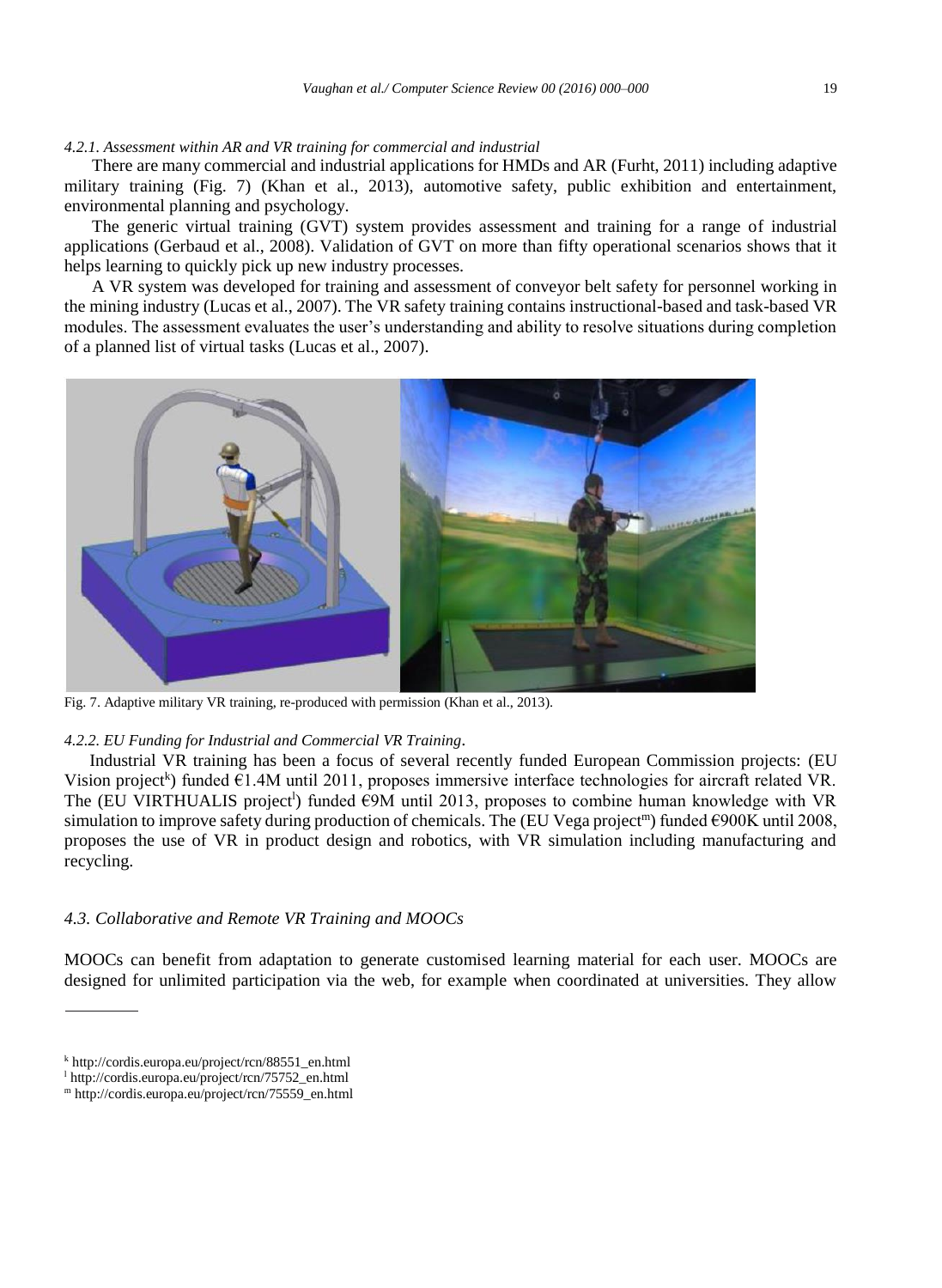#### *4.2.1. Assessment within AR and VR training for commercial and industrial*

There are many commercial and industrial applications for HMDs and AR (Furht, 2011) including adaptive military training (Fig. 7) (Khan et al., 2013), automotive safety, public exhibition and entertainment, environmental planning and psychology.

The generic virtual training (GVT) system provides assessment and training for a range of industrial applications (Gerbaud et al., 2008). Validation of GVT on more than fifty operational scenarios shows that it helps learning to quickly pick up new industry processes.

A VR system was developed for training and assessment of conveyor belt safety for personnel working in the mining industry (Lucas et al., 2007). The VR safety training contains instructional-based and task-based VR modules. The assessment evaluates the user's understanding and ability to resolve situations during completion of a planned list of virtual tasks (Lucas et al., 2007).

Fig. 7. Adaptive military VR training, re-produced with permission (Khan et al., 2013).

#### *4.2.2. EU Funding for Industrial and Commercial VR Training*.

Industrial VR training has been a focus of several recently funded European Commission projects: (EU Vision project[k]) funded €1.4M until 2011, proposes immersive interface technologies for aircraft related VR. The (EU VIRTHUALIS project[l]) funded €9M until 2013, proposes to combine human knowledge with VR simulation to improve safety during production of chemicals. The (EU Vega project[m]) funded €900K until 2008, proposes the use of VR in product design and robotics, with VR simulation including manufacturing and recycling.

### *4.3. Collaborative and Remote VR Training and MOOCs*

MOOCs can benefit from adaptation to generate customised learning material for each user. MOOCs are designed for unlimited participation via the web, for example when coordinated at universities. They allow

---

[k] http://cordis.europa.eu/project/rcn/88551_en.html

[l] http://cordis.europa.eu/project/rcn/75752_en.html

[m] http://cordis.europa.eu/project/rcn/75559_en.html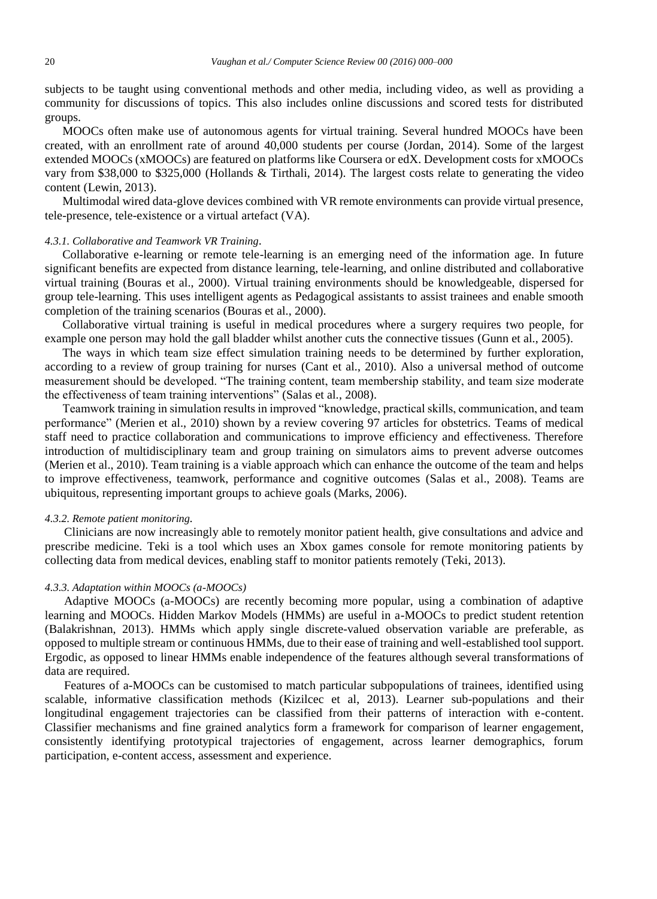subjects to be taught using conventional methods and other media, including video, as well as providing a community for discussions of topics. This also includes online discussions and scored tests for distributed groups.

MOOCs often make use of autonomous agents for virtual training. Several hundred MOOCs have been created, with an enrollment rate of around 40,000 students per course (Jordan, 2014). Some of the largest extended MOOCs (xMOOCs) are featured on platforms like Coursera or edX. Development costs for xMOOCs vary from $38,000 to $325,000 (Hollands & Tirthali, 2014). The largest costs relate to generating the video content (Lewin, 2013).

Multimodal wired data-glove devices combined with VR remote environments can provide virtual presence, tele-presence, tele-existence or a virtual artefact (VA).

#### *4.3.1. Collaborative and Teamwork VR Training*.

Collaborative e-learning or remote tele-learning is an emerging need of the information age. In future significant benefits are expected from distance learning, tele-learning, and online distributed and collaborative virtual training (Bouras et al., 2000). Virtual training environments should be knowledgeable, dispersed for group tele-learning. This uses intelligent agents as Pedagogical assistants to assist trainees and enable smooth completion of the training scenarios (Bouras et al., 2000).

Collaborative virtual training is useful in medical procedures where a surgery requires two people, for example one person may hold the gall bladder whilst another cuts the connective tissues (Gunn et al., 2005).

The ways in which team size effect simulation training needs to be determined by further exploration, according to a review of group training for nurses (Cant et al., 2010). Also a universal method of outcome measurement should be developed. "The training content, team membership stability, and team size moderate the effectiveness of team training interventions" (Salas et al., 2008).

Teamwork training in simulation results in improved "knowledge, practical skills, communication, and team performance" (Merien et al., 2010) shown by a review covering 97 articles for obstetrics. Teams of medical staff need to practice collaboration and communications to improve efficiency and effectiveness. Therefore introduction of multidisciplinary team and group training on simulators aims to prevent adverse outcomes (Merien et al., 2010). Team training is a viable approach which can enhance the outcome of the team and helps to improve effectiveness, teamwork, performance and cognitive outcomes (Salas et al., 2008). Teams are ubiquitous, representing important groups to achieve goals (Marks, 2006).

#### *4.3.2. Remote patient monitoring.*

Clinicians are now increasingly able to remotely monitor patient health, give consultations and advice and prescribe medicine. Teki is a tool which uses an Xbox games console for remote monitoring patients by collecting data from medical devices, enabling staff to monitor patients remotely (Teki, 2013).

#### *4.3.3. Adaptation within MOOCs (a-MOOCs)*

Adaptive MOOCs (a-MOOCs) are recently becoming more popular, using a combination of adaptive learning and MOOCs. Hidden Markov Models (HMMs) are useful in a-MOOCs to predict student retention (Balakrishnan, 2013). HMMs which apply single discrete-valued observation variable are preferable, as opposed to multiple stream or continuous HMMs, due to their ease of training and well-established tool support. Ergodic, as opposed to linear HMMs enable independence of the features although several transformations of data are required.

Features of a-MOOCs can be customised to match particular subpopulations of trainees, identified using scalable, informative classification methods (Kizilcec et al, 2013). Learner sub-populations and their longitudinal engagement trajectories can be classified from their patterns of interaction with e-content. Classifier mechanisms and fine grained analytics form a framework for comparison of learner engagement, consistently identifying prototypical trajectories of engagement, across learner demographics, forum participation, e-content access, assessment and experience.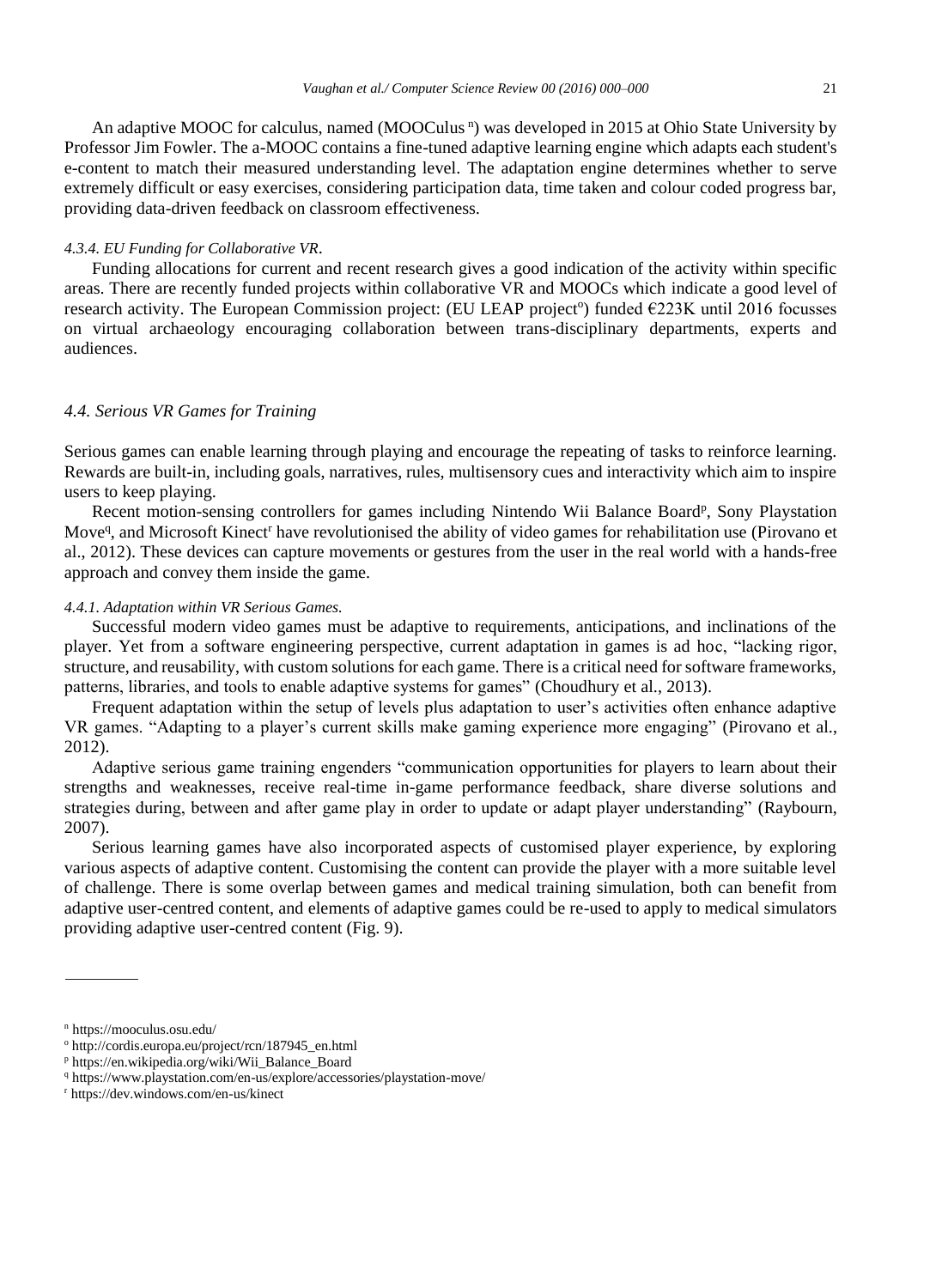An adaptive MOOC for calculus, named (MOOCulus [n]) was developed in 2015 at Ohio State University by Professor Jim Fowler. The a-MOOC contains a fine-tuned adaptive learning engine which adapts each student's e-content to match their measured understanding level. The adaptation engine determines whether to serve extremely difficult or easy exercises, considering participation data, time taken and colour coded progress bar, providing data-driven feedback on classroom effectiveness.

#### *4.3.4. EU Funding for Collaborative VR.*

Funding allocations for current and recent research gives a good indication of the activity within specific areas. There are recently funded projects within collaborative VR and MOOCs which indicate a good level of research activity. The European Commission project: (EU LEAP project[o]) funded €223K until 2016 focusses on virtual archaeology encouraging collaboration between trans-disciplinary departments, experts and audiences.

### *4.4. Serious VR Games for Training*

Serious games can enable learning through playing and encourage the repeating of tasks to reinforce learning. Rewards are built-in, including goals, narratives, rules, multisensory cues and interactivity which aim to inspire users to keep playing.

Recent motion-sensing controllers for games including Nintendo Wii Balance Board[p], Sony Playstation Move[q], and Microsoft Kinect[r] have revolutionised the ability of video games for rehabilitation use (Pirovano et al., 2012). These devices can capture movements or gestures from the user in the real world with a hands-free approach and convey them inside the game.

#### *4.4.1. Adaptation within VR Serious Games.*

Successful modern video games must be adaptive to requirements, anticipations, and inclinations of the player. Yet from a software engineering perspective, current adaptation in games is ad hoc, "lacking rigor, structure, and reusability, with custom solutions for each game. There is a critical need for software frameworks, patterns, libraries, and tools to enable adaptive systems for games" (Choudhury et al., 2013).

Frequent adaptation within the setup of levels plus adaptation to user's activities often enhance adaptive VR games. "Adapting to a player's current skills make gaming experience more engaging" (Pirovano et al., 2012).

Adaptive serious game training engenders "communication opportunities for players to learn about their strengths and weaknesses, receive real-time in-game performance feedback, share diverse solutions and strategies during, between and after game play in order to update or adapt player understanding" (Raybourn, 2007).

Serious learning games have also incorporated aspects of customised player experience, by exploring various aspects of adaptive content. Customising the content can provide the player with a more suitable level of challenge. There is some overlap between games and medical training simulation, both can benefit from adaptive user-centred content, and elements of adaptive games could be re-used to apply to medical simulators providing adaptive user-centred content (Fig. 9).

---

[n] https://mooculus.osu.edu/

[o] http://cordis.europa.eu/project/rcn/187945_en.html

[p] https://en.wikipedia.org/wiki/Wii_Balance_Board

[q] https://www.playstation.com/en-us/explore/accessories/playstation-move/

[r] https://dev.windows.com/en-us/kinect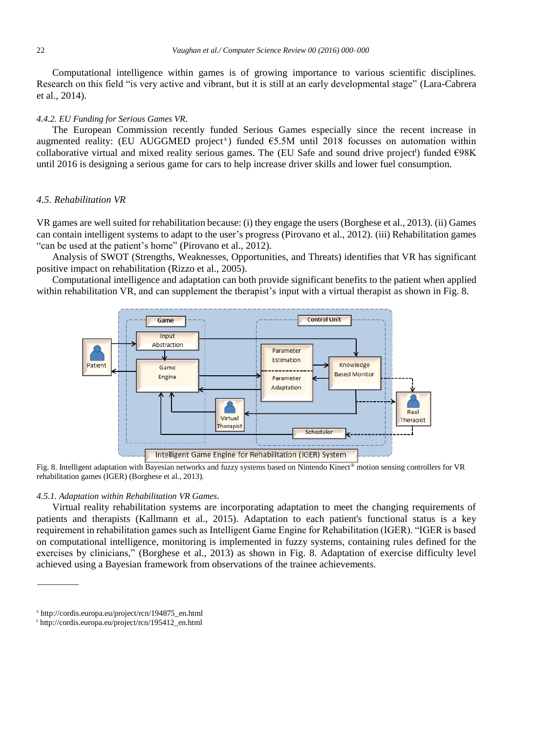Computational intelligence within games is of growing importance to various scientific disciplines. Research on this field "is very active and vibrant, but it is still at an early developmental stage" (Lara-Cabrera et al., 2014).

*4.4.2. EU Funding for Serious Games VR.*

The European Commission recently funded Serious Games especially since the recent increase in augmented reality: (EU AUGGMED project[s]) funded €5.5M until 2018 focusses on automation within collaborative virtual and mixed reality serious games. The (EU Safe and sound drive project[t]) funded €98K until 2016 is designing a serious game for cars to help increase driver skills and lower fuel consumption.

## *4.5. Rehabilitation VR*

VR games are well suited for rehabilitation because: (i) they engage the users (Borghese et al., 2013). (ii) Games can contain intelligent systems to adapt to the user's progress (Pirovano et al., 2012). (iii) Rehabilitation games "can be used at the patient's home" (Pirovano et al., 2012).

Analysis of SWOT (Strengths, Weaknesses, Opportunities, and Threats) identifies that VR has significant positive impact on rehabilitation (Rizzo et al., 2005).

Computational intelligence and adaptation can both provide significant benefits to the patient when applied within rehabilitation VR, and can supplement the therapist's input with a virtual therapist as shown in Fig. 8.

Fig. 8. Intelligent adaptation with Bayesian networks and fuzzy systems based on Nintendo Kinect® motion sensing controllers for VR rehabilitation games (IGER) (Borghese et al., 2013).

*4.5.1. Adaptation within Rehabilitation VR Games.*

Virtual reality rehabilitation systems are incorporating adaptation to meet the changing requirements of patients and therapists (Kallmann et al., 2015). Adaptation to each patient's functional status is a key requirement in rehabilitation games such as Intelligent Game Engine for Rehabilitation (IGER). "IGER is based on computational intelligence, monitoring is implemented in fuzzy systems, containing rules defined for the exercises by clinicians," (Borghese et al., 2013) as shown in Fig. 8. Adaptation of exercise difficulty level achieved using a Bayesian framework from observations of the trainee achievements.

---

[s] http://cordis.europa.eu/project/rcn/194875_en.html
[t] http://cordis.europa.eu/project/rcn/195412_en.html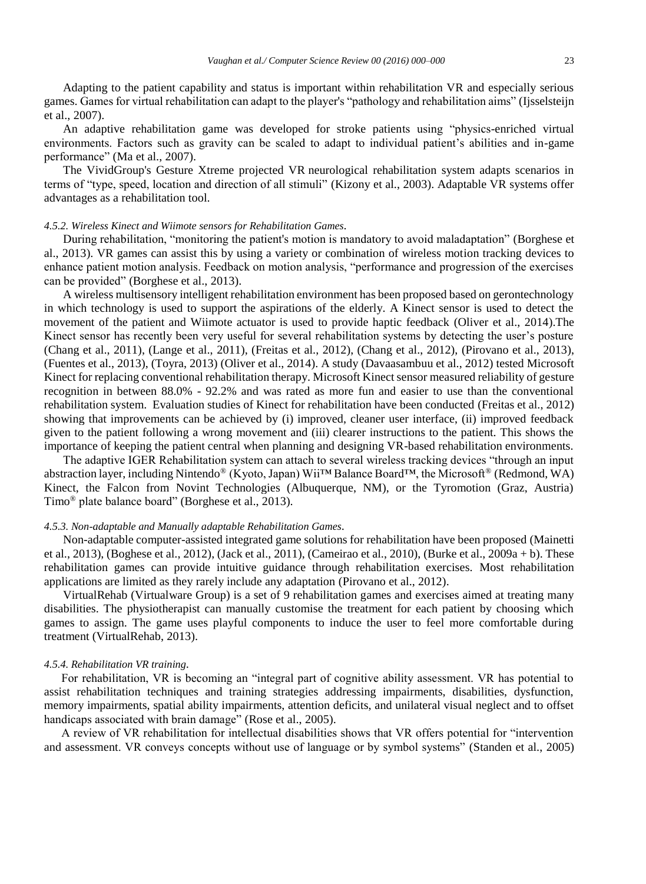Adapting to the patient capability and status is important within rehabilitation VR and especially serious games. Games for virtual rehabilitation can adapt to the player's "pathology and rehabilitation aims" (Ijsselsteijn et al., 2007).

An adaptive rehabilitation game was developed for stroke patients using "physics-enriched virtual environments. Factors such as gravity can be scaled to adapt to individual patient's abilities and in-game performance" (Ma et al., 2007).

The VividGroup's Gesture Xtreme projected VR neurological rehabilitation system adapts scenarios in terms of "type, speed, location and direction of all stimuli" (Kizony et al., 2003). Adaptable VR systems offer advantages as a rehabilitation tool.

#### *4.5.2. Wireless Kinect and Wiimote sensors for Rehabilitation Games*.

During rehabilitation, "monitoring the patient's motion is mandatory to avoid maladaptation" (Borghese et al., 2013). VR games can assist this by using a variety or combination of wireless motion tracking devices to enhance patient motion analysis. Feedback on motion analysis, "performance and progression of the exercises can be provided" (Borghese et al., 2013).

A wireless multisensory intelligent rehabilitation environment has been proposed based on gerontechnology in which technology is used to support the aspirations of the elderly. A Kinect sensor is used to detect the movement of the patient and Wiimote actuator is used to provide haptic feedback (Oliver et al., 2014).The Kinect sensor has recently been very useful for several rehabilitation systems by detecting the user's posture (Chang et al., 2011), (Lange et al., 2011), (Freitas et al., 2012), (Chang et al., 2012), (Pirovano et al., 2013), (Fuentes et al., 2013), (Toyra, 2013) (Oliver et al., 2014). A study (Davaasambuu et al., 2012) tested Microsoft Kinect for replacing conventional rehabilitation therapy. Microsoft Kinect sensor measured reliability of gesture recognition in between 88.0% - 92.2% and was rated as more fun and easier to use than the conventional rehabilitation system. Evaluation studies of Kinect for rehabilitation have been conducted (Freitas et al., 2012) showing that improvements can be achieved by (i) improved, cleaner user interface, (ii) improved feedback given to the patient following a wrong movement and (iii) clearer instructions to the patient. This shows the importance of keeping the patient central when planning and designing VR-based rehabilitation environments.

The adaptive IGER Rehabilitation system can attach to several wireless tracking devices "through an input abstraction layer, including Nintendo® (Kyoto, Japan) Wii™ Balance Board™, the Microsoft® (Redmond, WA) Kinect, the Falcon from Novint Technologies (Albuquerque, NM), or the Tyromotion (Graz, Austria) Timo® plate balance board" (Borghese et al., 2013).

#### *4.5.3. Non-adaptable and Manually adaptable Rehabilitation Games*.

Non-adaptable computer-assisted integrated game solutions for rehabilitation have been proposed (Mainetti et al., 2013), (Boghese et al., 2012), (Jack et al., 2011), (Cameirao et al., 2010), (Burke et al., 2009a + b). These rehabilitation games can provide intuitive guidance through rehabilitation exercises. Most rehabilitation applications are limited as they rarely include any adaptation (Pirovano et al., 2012).

VirtualRehab (Virtualware Group) is a set of 9 rehabilitation games and exercises aimed at treating many disabilities. The physiotherapist can manually customise the treatment for each patient by choosing which games to assign. The game uses playful components to induce the user to feel more comfortable during treatment (VirtualRehab, 2013).

#### *4.5.4. Rehabilitation VR training*.

For rehabilitation, VR is becoming an "integral part of cognitive ability assessment. VR has potential to assist rehabilitation techniques and training strategies addressing impairments, disabilities, dysfunction, memory impairments, spatial ability impairments, attention deficits, and unilateral visual neglect and to offset handicaps associated with brain damage" (Rose et al., 2005).

A review of VR rehabilitation for intellectual disabilities shows that VR offers potential for "intervention and assessment. VR conveys concepts without use of language or by symbol systems" (Standen et al., 2005)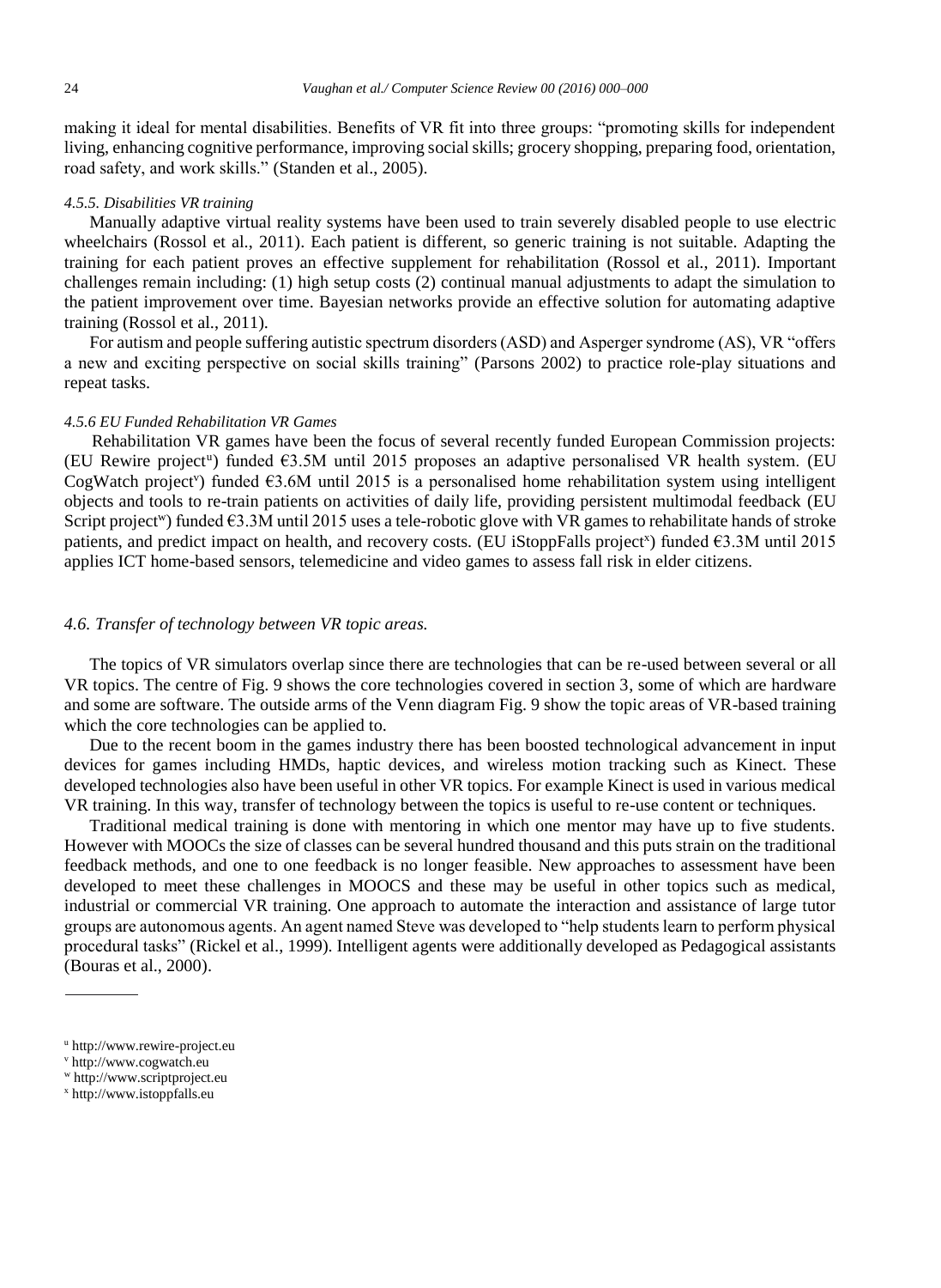making it ideal for mental disabilities. Benefits of VR fit into three groups: "promoting skills for independent living, enhancing cognitive performance, improving social skills; grocery shopping, preparing food, orientation, road safety, and work skills." (Standen et al., 2005).

#### *4.5.5. Disabilities VR training*

Manually adaptive virtual reality systems have been used to train severely disabled people to use electric wheelchairs (Rossol et al., 2011). Each patient is different, so generic training is not suitable. Adapting the training for each patient proves an effective supplement for rehabilitation (Rossol et al., 2011). Important challenges remain including: (1) high setup costs (2) continual manual adjustments to adapt the simulation to the patient improvement over time. Bayesian networks provide an effective solution for automating adaptive training (Rossol et al., 2011).

For autism and people suffering autistic spectrum disorders (ASD) and Asperger syndrome (AS), VR "offers a new and exciting perspective on social skills training" (Parsons 2002) to practice role-play situations and repeat tasks.

#### *4.5.6 EU Funded Rehabilitation VR Games*

Rehabilitation VR games have been the focus of several recently funded European Commission projects: (EU Rewire project[u]) funded €3.5M until 2015 proposes an adaptive personalised VR health system. (EU CogWatch project[v]) funded €3.6M until 2015 is a personalised home rehabilitation system using intelligent objects and tools to re-train patients on activities of daily life, providing persistent multimodal feedback (EU Script project[w]) funded €3.3M until 2015 uses a tele-robotic glove with VR games to rehabilitate hands of stroke patients, and predict impact on health, and recovery costs. (EU iStoppFalls project[x]) funded €3.3M until 2015 applies ICT home-based sensors, telemedicine and video games to assess fall risk in elder citizens.

### *4.6. Transfer of technology between VR topic areas.*

The topics of VR simulators overlap since there are technologies that can be re-used between several or all VR topics. The centre of Fig. 9 shows the core technologies covered in section 3, some of which are hardware and some are software. The outside arms of the Venn diagram Fig. 9 show the topic areas of VR-based training which the core technologies can be applied to.

Due to the recent boom in the games industry there has been boosted technological advancement in input devices for games including HMDs, haptic devices, and wireless motion tracking such as Kinect. These developed technologies also have been useful in other VR topics. For example Kinect is used in various medical VR training. In this way, transfer of technology between the topics is useful to re-use content or techniques.

Traditional medical training is done with mentoring in which one mentor may have up to five students. However with MOOCs the size of classes can be several hundred thousand and this puts strain on the traditional feedback methods, and one to one feedback is no longer feasible. New approaches to assessment have been developed to meet these challenges in MOOCS and these may be useful in other topics such as medical, industrial or commercial VR training. One approach to automate the interaction and assistance of large tutor groups are autonomous agents. An agent named Steve was developed to "help students learn to perform physical procedural tasks" (Rickel et al., 1999). Intelligent agents were additionally developed as Pedagogical assistants (Bouras et al., 2000).

---

[u] http://www.rewire-project.eu
[v] http://www.cogwatch.eu
[w] http://www.scriptproject.eu
[x] http://www.istoppfalls.eu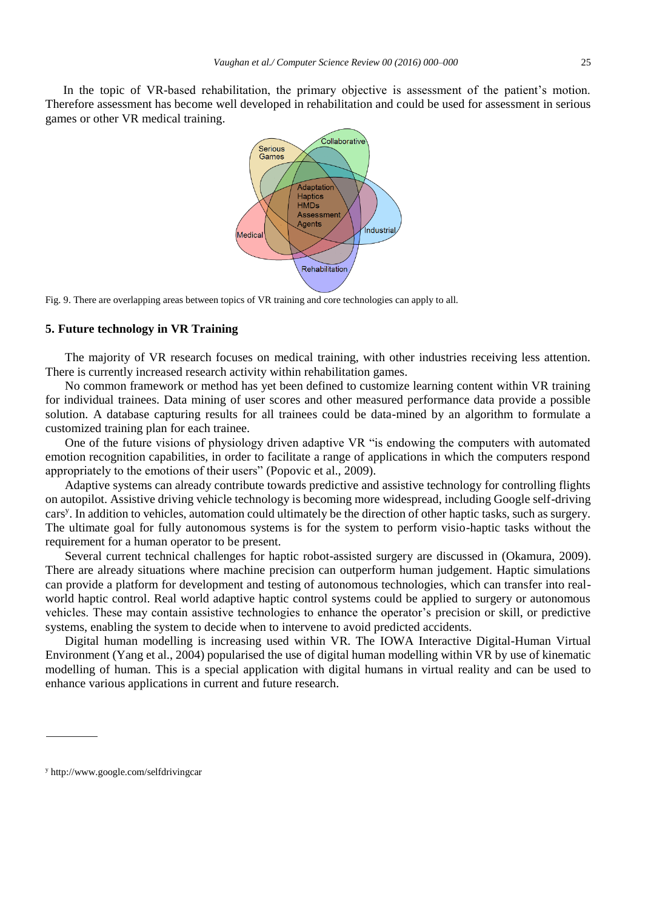In the topic of VR-based rehabilitation, the primary objective is assessment of the patient's motion. Therefore assessment has become well developed in rehabilitation and could be used for assessment in serious games or other VR medical training.

Fig. 9. There are overlapping areas between topics of VR training and core technologies can apply to all.

## 5. Future technology in VR Training

The majority of VR research focuses on medical training, with other industries receiving less attention. There is currently increased research activity within rehabilitation games.

No common framework or method has yet been defined to customize learning content within VR training for individual trainees. Data mining of user scores and other measured performance data provide a possible solution. A database capturing results for all trainees could be data-mined by an algorithm to formulate a customized training plan for each trainee.

One of the future visions of physiology driven adaptive VR "is endowing the computers with automated emotion recognition capabilities, in order to facilitate a range of applications in which the computers respond appropriately to the emotions of their users" (Popovic et al., 2009).

Adaptive systems can already contribute towards predictive and assistive technology for controlling flights on autopilot. Assistive driving vehicle technology is becoming more widespread, including Google self-driving cars[y]. In addition to vehicles, automation could ultimately be the direction of other haptic tasks, such as surgery. The ultimate goal for fully autonomous systems is for the system to perform visio-haptic tasks without the requirement for a human operator to be present.

Several current technical challenges for haptic robot-assisted surgery are discussed in (Okamura, 2009). There are already situations where machine precision can outperform human judgement. Haptic simulations can provide a platform for development and testing of autonomous technologies, which can transfer into real-world haptic control. Real world adaptive haptic control systems could be applied to surgery or autonomous vehicles. These may contain assistive technologies to enhance the operator's precision or skill, or predictive systems, enabling the system to decide when to intervene to avoid predicted accidents.

Digital human modelling is increasing used within VR. The IOWA Interactive Digital-Human Virtual Environment (Yang et al., 2004) popularised the use of digital human modelling within VR by use of kinematic modelling of human. This is a special application with digital humans in virtual reality and can be used to enhance various applications in current and future research.

---

[y] http://www.google.com/selfdrivingcar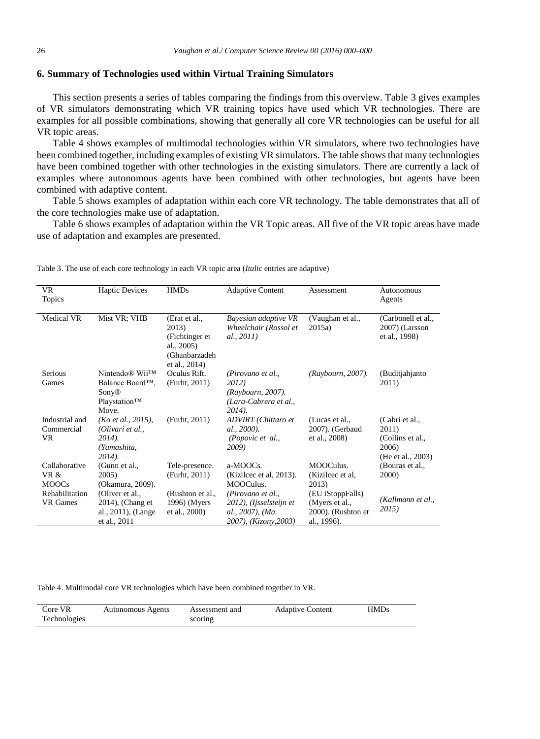## 6. Summary of Technologies used within Virtual Training Simulators

This section presents a series of tables comparing the findings from this overview. Table 3 gives examples of VR simulators demonstrating which VR training topics have used which VR technologies. There are examples for all possible combinations, showing that generally all core VR technologies can be useful for all VR topic areas.

Table 4 shows examples of multimodal technologies within VR simulators, where two technologies have been combined together, including examples of existing VR simulators. The table shows that many technologies have been combined together with other technologies in the existing simulators. There are currently a lack of examples where autonomous agents have been combined with other technologies, but agents have been combined with adaptive content.

Table 5 shows examples of adaptation within each core VR technology. The table demonstrates that all of the core technologies make use of adaptation.

Table 6 shows examples of adaptation within the VR Topic areas. All five of the VR topic areas have made use of adaptation and examples are presented.

Table 3. The use of each core technology in each VR topic area (*Italic* entries are adaptive)

| VR Topics | Haptic Devices | HMDs | Adaptive Content | Assessment | Autonomous Agents |
|---|---|---|---|---|---|
| Medical VR | Mist VR; VHB | (Erat et al., 2013) (Fichtinger et al., 2005) (Ghanbarzadeh et al., 2014) | *Bayesian adaptive VR Wheelchair (Rossol et al., 2011)* | (Vaughan et al., 2015a) | (Carbonell et al., 2007) (Larsson et al., 1998) |
| Serious Games | Nintendo® Wii™ Balance Board™, Sony® Playstation™ Move. | Oculus Rift. (Furht, 2011) | *(Pirovano et al., 2012) (Raybourn, 2007). (Lara-Cabrera et al., 2014).* | *(Raybourn, 2007).* | (Buditjahjanto 2011) |
| Industrial and Commercial VR | *(Ko et al., 2015), (Olivari et al., 2014). (Yamashita, 2014).* | (Furht, 2011) | *ADVIRT (Chittaro et al., 2000). (Popovic et al., 2009)* | (Lucas et al., 2007). (Gerbaud et al., 2008) | (Cabri et al., 2011) (Collins et al., 2006) (He et al., 2003) |
| Collaborative VR & MOOCs | (Gunn et al., 2005) (Okamura, 2009). | Tele-presence. (Furht, 2011) | a-MOOCs. (Kizilcec et al, 2013). MOOCulus. | MOOCulus. (Kizilcec et al, 2013) | (Bouras et al., 2000) |
| Rehabilitation VR Games | (Oliver et al., 2014), (Chang et al., 2011), (Lange et al., 2011 | (Rushton et al., 1996) (Myers et al., 2000) | *(Pirovano et al., 2012), (Ijsselsteijn et al., 2007), (Ma. 2007), (Kizony,2003)* | (EU iStoppFalls) (Myers et al., 2000). (Rushton et al., 1996). | *(Kallmann et al., 2015)* |

Table 4. Multimodal core VR technologies which have been combined together in VR.

| Core VR Technologies | Autonomous Agents | Assessment and scoring | Adaptive Content | HMDs |
|---|---|---|---|---|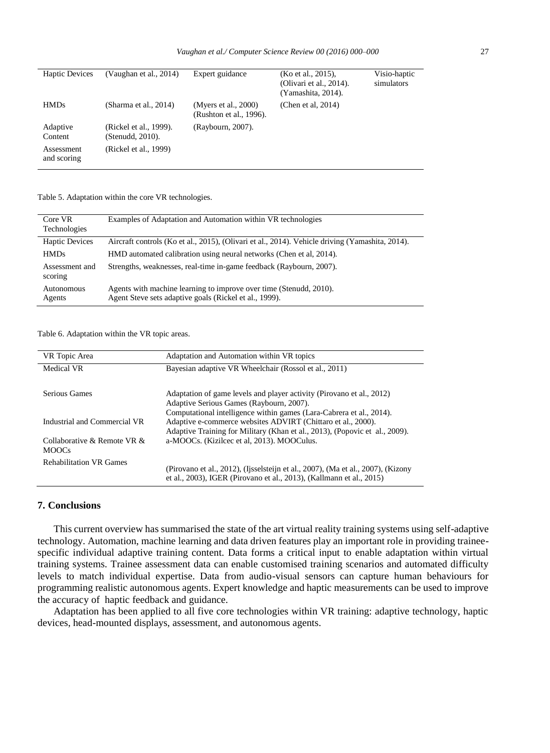| Haptic Devices | (Vaughan et al., 2014) | Expert guidance | (Ko et al., 2015), (Olivari et al., 2014). (Yamashita, 2014). | Visio-haptic simulators |
|---|---|---|---|---|
| HMDs | (Sharma et al., 2014) | (Myers et al., 2000) (Rushton et al., 1996). | (Chen et al, 2014) | |
| Adaptive Content | (Rickel et al., 1999). (Stenudd, 2010). | (Raybourn, 2007). | | |
| Assessment and scoring | (Rickel et al., 1999) | | | |

Table 5. Adaptation within the core VR technologies.

| Core VR Technologies | Examples of Adaptation and Automation within VR technologies |
|---|---|
| Haptic Devices | Aircraft controls (Ko et al., 2015), (Olivari et al., 2014). Vehicle driving (Yamashita, 2014). |
| HMDs | HMD automated calibration using neural networks (Chen et al, 2014). |
| Assessment and scoring | Strengths, weaknesses, real-time in-game feedback (Raybourn, 2007). |
| Autonomous Agents | Agents with machine learning to improve over time (Stenudd, 2010). Agent Steve sets adaptive goals (Rickel et al., 1999). |

Table 6. Adaptation within the VR topic areas.

| VR Topic Area | Adaptation and Automation within VR topics |
|---|---|
| Medical VR | Bayesian adaptive VR Wheelchair (Rossol et al., 2011) |
| Serious Games | Adaptation of game levels and player activity (Pirovano et al., 2012) Adaptive Serious Games (Raybourn, 2007). Computational intelligence within games (Lara-Cabrera et al., 2014). |
| Industrial and Commercial VR | Adaptive e-commerce websites ADVIRT (Chittaro et al., 2000). Adaptive Training for Military (Khan et al., 2013), (Popovic et al., 2009). |
| Collaborative & Remote VR & MOOCs | a-MOOCs. (Kizilcec et al, 2013). MOOCulus. |
| Rehabilitation VR Games | (Pirovano et al., 2012), (Ijsselsteijn et al., 2007), (Ma et al., 2007), (Kizony et al., 2003), IGER (Pirovano et al., 2013), (Kallmann et al., 2015) |

## 7. Conclusions

This current overview has summarised the state of the art virtual reality training systems using self-adaptive technology. Automation, machine learning and data driven features play an important role in providing trainee-specific individual adaptive training content. Data forms a critical input to enable adaptation within virtual training systems. Trainee assessment data can enable customised training scenarios and automated difficulty levels to match individual expertise. Data from audio-visual sensors can capture human behaviours for programming realistic autonomous agents. Expert knowledge and haptic measurements can be used to improve the accuracy of haptic feedback and guidance.

Adaptation has been applied to all five core technologies within VR training: adaptive technology, haptic devices, head-mounted displays, assessment, and autonomous agents.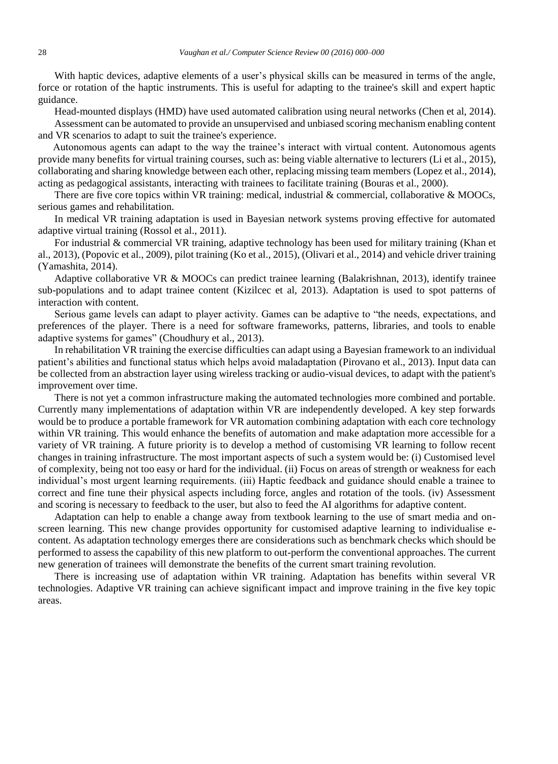With haptic devices, adaptive elements of a user's physical skills can be measured in terms of the angle, force or rotation of the haptic instruments. This is useful for adapting to the trainee's skill and expert haptic guidance.

Head-mounted displays (HMD) have used automated calibration using neural networks (Chen et al, 2014).

Assessment can be automated to provide an unsupervised and unbiased scoring mechanism enabling content and VR scenarios to adapt to suit the trainee's experience.

Autonomous agents can adapt to the way the trainee's interact with virtual content. Autonomous agents provide many benefits for virtual training courses, such as: being viable alternative to lecturers (Li et al., 2015), collaborating and sharing knowledge between each other, replacing missing team members (Lopez et al., 2014), acting as pedagogical assistants, interacting with trainees to facilitate training (Bouras et al., 2000).

There are five core topics within VR training: medical, industrial & commercial, collaborative & MOOCs, serious games and rehabilitation.

In medical VR training adaptation is used in Bayesian network systems proving effective for automated adaptive virtual training (Rossol et al., 2011).

For industrial & commercial VR training, adaptive technology has been used for military training (Khan et al., 2013), (Popovic et al., 2009), pilot training (Ko et al., 2015), (Olivari et al., 2014) and vehicle driver training (Yamashita, 2014).

Adaptive collaborative VR & MOOCs can predict trainee learning (Balakrishnan, 2013), identify trainee sub-populations and to adapt trainee content (Kizilcec et al, 2013). Adaptation is used to spot patterns of interaction with content.

Serious game levels can adapt to player activity. Games can be adaptive to "the needs, expectations, and preferences of the player. There is a need for software frameworks, patterns, libraries, and tools to enable adaptive systems for games" (Choudhury et al., 2013).

In rehabilitation VR training the exercise difficulties can adapt using a Bayesian framework to an individual patient's abilities and functional status which helps avoid maladaptation (Pirovano et al., 2013). Input data can be collected from an abstraction layer using wireless tracking or audio-visual devices, to adapt with the patient's improvement over time.

There is not yet a common infrastructure making the automated technologies more combined and portable. Currently many implementations of adaptation within VR are independently developed. A key step forwards would be to produce a portable framework for VR automation combining adaptation with each core technology within VR training. This would enhance the benefits of automation and make adaptation more accessible for a variety of VR training. A future priority is to develop a method of customising VR learning to follow recent changes in training infrastructure. The most important aspects of such a system would be: (i) Customised level of complexity, being not too easy or hard for the individual. (ii) Focus on areas of strength or weakness for each individual's most urgent learning requirements. (iii) Haptic feedback and guidance should enable a trainee to correct and fine tune their physical aspects including force, angles and rotation of the tools. (iv) Assessment and scoring is necessary to feedback to the user, but also to feed the AI algorithms for adaptive content.

Adaptation can help to enable a change away from textbook learning to the use of smart media and on-screen learning. This new change provides opportunity for customised adaptive learning to individualise e-content. As adaptation technology emerges there are considerations such as benchmark checks which should be performed to assess the capability of this new platform to out-perform the conventional approaches. The current new generation of trainees will demonstrate the benefits of the current smart training revolution.

There is increasing use of adaptation within VR training. Adaptation has benefits within several VR technologies. Adaptive VR training can achieve significant impact and improve training in the five key topic areas.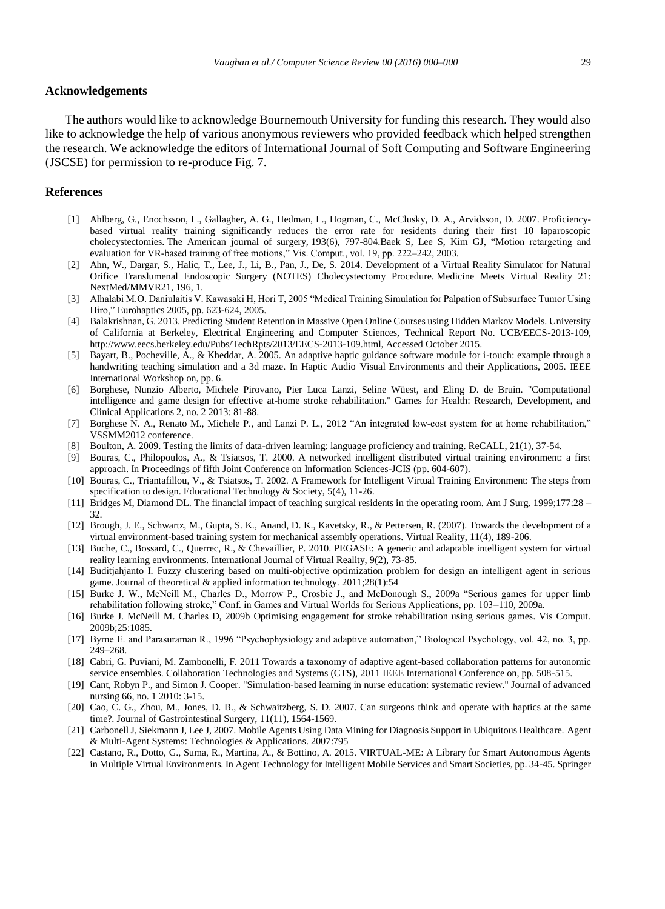## Acknowledgements

The authors would like to acknowledge Bournemouth University for funding this research. They would also like to acknowledge the help of various anonymous reviewers who provided feedback which helped strengthen the research. We acknowledge the editors of International Journal of Soft Computing and Software Engineering (JSCSE) for permission to re-produce Fig. 7.

## References

- [1] Ahlberg, G., Enochsson, L., Gallagher, A. G., Hedman, L., Hogman, C., McClusky, D. A., Arvidsson, D. 2007. Proficiency-based virtual reality training significantly reduces the error rate for residents during their first 10 laparoscopic cholecystectomies. The American journal of surgery, 193(6), 797-804.Baek S, Lee S, Kim GJ, "Motion retargeting and evaluation for VR-based training of free motions," Vis. Comput., vol. 19, pp. 222–242, 2003.
- [2] Ahn, W., Dargar, S., Halic, T., Lee, J., Li, B., Pan, J., De, S. 2014. Development of a Virtual Reality Simulator for Natural Orifice Translumenal Endoscopic Surgery (NOTES) Cholecystectomy Procedure. Medicine Meets Virtual Reality 21: NextMed/MMVR21, 196, 1.
- [3] Alhalabi M.O. Daniulaitis V. Kawasaki H, Hori T, 2005 "Medical Training Simulation for Palpation of Subsurface Tumor Using Hiro," Eurohaptics 2005, pp. 623-624, 2005.
- [4] Balakrishnan, G. 2013. Predicting Student Retention in Massive Open Online Courses using Hidden Markov Models. University of California at Berkeley, Electrical Engineering and Computer Sciences, Technical Report No. UCB/EECS-2013-109, http://www.eecs.berkeley.edu/Pubs/TechRpts/2013/EECS-2013-109.html, Accessed October 2015.
- [5] Bayart, B., Pocheville, A., & Kheddar, A. 2005. An adaptive haptic guidance software module for i-touch: example through a handwriting teaching simulation and a 3d maze. In Haptic Audio Visual Environments and their Applications, 2005. IEEE International Workshop on, pp. 6.
- [6] Borghese, Nunzio Alberto, Michele Pirovano, Pier Luca Lanzi, Seline Wüest, and Eling D. de Bruin. "Computational intelligence and game design for effective at-home stroke rehabilitation." Games for Health: Research, Development, and Clinical Applications 2, no. 2 2013: 81-88.
- [7] Borghese N. A., Renato M., Michele P., and Lanzi P. L., 2012 "An integrated low-cost system for at home rehabilitation," VSSMM2012 conference.
- [8] Boulton, A. 2009. Testing the limits of data-driven learning: language proficiency and training. ReCALL, 21(1), 37-54.
- [9] Bouras, C., Philopoulos, A., & Tsiatsos, T. 2000. A networked intelligent distributed virtual training environment: a first approach. In Proceedings of fifth Joint Conference on Information Sciences-JCIS (pp. 604-607).
- [10] Bouras, C., Triantafillou, V., & Tsiatsos, T. 2002. A Framework for Intelligent Virtual Training Environment: The steps from specification to design. Educational Technology & Society, 5(4), 11-26.
- [11] Bridges M, Diamond DL. The financial impact of teaching surgical residents in the operating room. Am J Surg. 1999;177:28 – 32.
- [12] Brough, J. E., Schwartz, M., Gupta, S. K., Anand, D. K., Kavetsky, R., & Pettersen, R. (2007). Towards the development of a virtual environment-based training system for mechanical assembly operations. Virtual Reality, 11(4), 189-206.
- [13] Buche, C., Bossard, C., Querrec, R., & Chevaillier, P. 2010. PEGASE: A generic and adaptable intelligent system for virtual reality learning environments. International Journal of Virtual Reality, 9(2), 73-85.
- [14] Buditjahjanto I. Fuzzy clustering based on multi-objective optimization problem for design an intelligent agent in serious game. Journal of theoretical & applied information technology. 2011;28(1):54
- [15] Burke J. W., McNeill M., Charles D., Morrow P., Crosbie J., and McDonough S., 2009a "Serious games for upper limb rehabilitation following stroke," Conf. in Games and Virtual Worlds for Serious Applications, pp. 103–110, 2009a.
- [16] Burke J. McNeill M. Charles D, 2009b Optimising engagement for stroke rehabilitation using serious games. Vis Comput. 2009b;25:1085.
- [17] Byrne E. and Parasuraman R., 1996 "Psychophysiology and adaptive automation," Biological Psychology, vol. 42, no. 3, pp. 249–268.
- [18] Cabri, G. Puviani, M. Zambonelli, F. 2011 Towards a taxonomy of adaptive agent-based collaboration patterns for autonomic service ensembles. Collaboration Technologies and Systems (CTS), 2011 IEEE International Conference on, pp. 508-515.
- [19] Cant, Robyn P., and Simon J. Cooper. "Simulation‐based learning in nurse education: systematic review." Journal of advanced nursing 66, no. 1 2010: 3-15.
- [20] Cao, C. G., Zhou, M., Jones, D. B., & Schwaitzberg, S. D. 2007. Can surgeons think and operate with haptics at the same time?. Journal of Gastrointestinal Surgery, 11(11), 1564-1569.
- [21] Carbonell J, Siekmann J, Lee J, 2007. Mobile Agents Using Data Mining for Diagnosis Support in Ubiquitous Healthcare. Agent & Multi-Agent Systems: Technologies & Applications. 2007:795
- [22] Castano, R., Dotto, G., Suma, R., Martina, A., & Bottino, A. 2015. VIRTUAL-ME: A Library for Smart Autonomous Agents in Multiple Virtual Environments. In Agent Technology for Intelligent Mobile Services and Smart Societies, pp. 34-45. Springer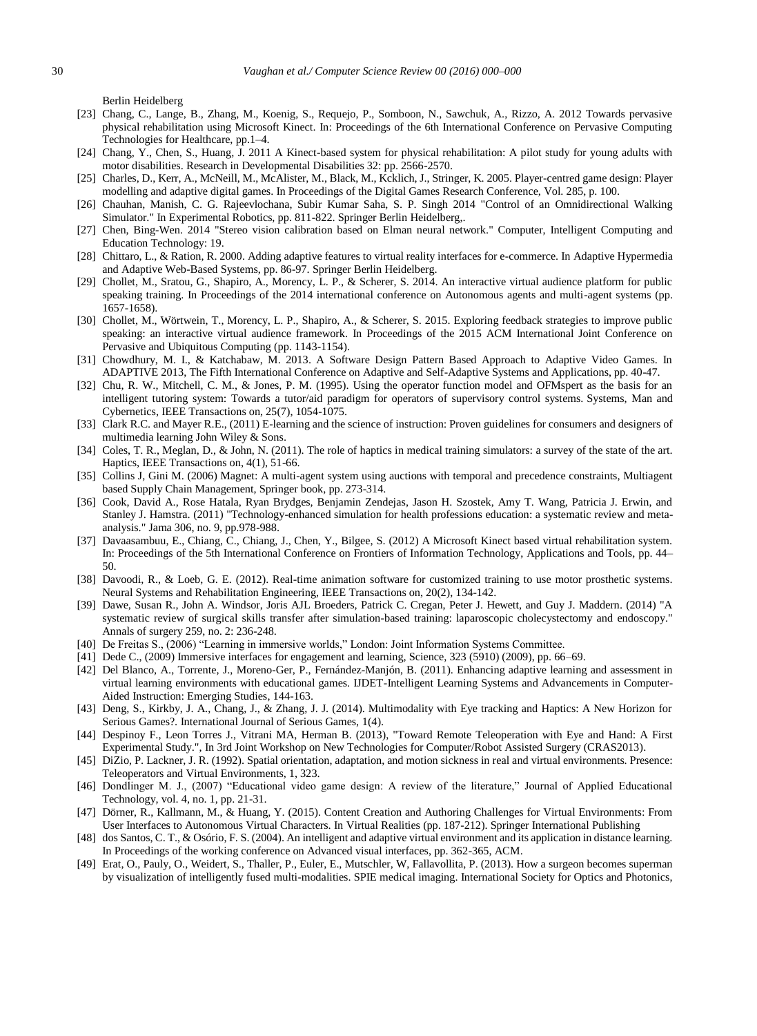Berlin Heidelberg

[23] Chang, C., Lange, B., Zhang, M., Koenig, S., Requejo, P., Somboon, N., Sawchuk, A., Rizzo, A. 2012 Towards pervasive physical rehabilitation using Microsoft Kinect. In: Proceedings of the 6th International Conference on Pervasive Computing Technologies for Healthcare, pp.1–4.

[24] Chang, Y., Chen, S., Huang, J. 2011 A Kinect-based system for physical rehabilitation: A pilot study for young adults with motor disabilities. Research in Developmental Disabilities 32: pp. 2566-2570.

[25] Charles, D., Kerr, A., McNeill, M., McAlister, M., Black, M., Kcklich, J., Stringer, K. 2005. Player-centred game design: Player modelling and adaptive digital games. In Proceedings of the Digital Games Research Conference, Vol. 285, p. 100.

[26] Chauhan, Manish, C. G. Rajeevlochana, Subir Kumar Saha, S. P. Singh 2014 "Control of an Omnidirectional Walking Simulator." In Experimental Robotics, pp. 811-822. Springer Berlin Heidelberg,.

[27] Chen, Bing-Wen. 2014 "Stereo vision calibration based on Elman neural network." Computer, Intelligent Computing and Education Technology: 19.

[28] Chittaro, L., & Ration, R. 2000. Adding adaptive features to virtual reality interfaces for e-commerce. In Adaptive Hypermedia and Adaptive Web-Based Systems, pp. 86-97. Springer Berlin Heidelberg.

[29] Chollet, M., Sratou, G., Shapiro, A., Morency, L. P., & Scherer, S. 2014. An interactive virtual audience platform for public speaking training. In Proceedings of the 2014 international conference on Autonomous agents and multi-agent systems (pp. 1657-1658).

[30] Chollet, M., Wörtwein, T., Morency, L. P., Shapiro, A., & Scherer, S. 2015. Exploring feedback strategies to improve public speaking: an interactive virtual audience framework. In Proceedings of the 2015 ACM International Joint Conference on Pervasive and Ubiquitous Computing (pp. 1143-1154).

[31] Chowdhury, M. I., & Katchabaw, M. 2013. A Software Design Pattern Based Approach to Adaptive Video Games. In ADAPTIVE 2013, The Fifth International Conference on Adaptive and Self-Adaptive Systems and Applications, pp. 40-47.

[32] Chu, R. W., Mitchell, C. M., & Jones, P. M. (1995). Using the operator function model and OFMspert as the basis for an intelligent tutoring system: Towards a tutor/aid paradigm for operators of supervisory control systems. Systems, Man and Cybernetics, IEEE Transactions on, 25(7), 1054-1075.

[33] Clark R.C. and Mayer R.E., (2011) E-learning and the science of instruction: Proven guidelines for consumers and designers of multimedia learning John Wiley & Sons.

[34] Coles, T. R., Meglan, D., & John, N. (2011). The role of haptics in medical training simulators: a survey of the state of the art. Haptics, IEEE Transactions on, 4(1), 51-66.

[35] Collins J, Gini M. (2006) Magnet: A multi-agent system using auctions with temporal and precedence constraints, Multiagent based Supply Chain Management, Springer book, pp. 273-314.

[36] Cook, David A., Rose Hatala, Ryan Brydges, Benjamin Zendejas, Jason H. Szostek, Amy T. Wang, Patricia J. Erwin, and Stanley J. Hamstra. (2011) "Technology-enhanced simulation for health professions education: a systematic review and meta-analysis." Jama 306, no. 9, pp.978-988.

[37] Davaasambuu, E., Chiang, C., Chiang, J., Chen, Y., Bilgee, S. (2012) A Microsoft Kinect based virtual rehabilitation system. In: Proceedings of the 5th International Conference on Frontiers of Information Technology, Applications and Tools, pp. 44–50.

[38] Davoodi, R., & Loeb, G. E. (2012). Real-time animation software for customized training to use motor prosthetic systems. Neural Systems and Rehabilitation Engineering, IEEE Transactions on, 20(2), 134-142.

[39] Dawe, Susan R., John A. Windsor, Joris AJL Broeders, Patrick C. Cregan, Peter J. Hewett, and Guy J. Maddern. (2014) "A systematic review of surgical skills transfer after simulation-based training: laparoscopic cholecystectomy and endoscopy." Annals of surgery 259, no. 2: 236-248.

[40] De Freitas S., (2006) "Learning in immersive worlds," London: Joint Information Systems Committee.

[41] Dede C., (2009) Immersive interfaces for engagement and learning, Science, 323 (5910) (2009), pp. 66–69.

[42] Del Blanco, A., Torrente, J., Moreno-Ger, P., Fernández-Manjón, B. (2011). Enhancing adaptive learning and assessment in virtual learning environments with educational games. IJDET-Intelligent Learning Systems and Advancements in Computer-Aided Instruction: Emerging Studies, 144-163.

[43] Deng, S., Kirkby, J. A., Chang, J., & Zhang, J. J. (2014). Multimodality with Eye tracking and Haptics: A New Horizon for Serious Games?. International Journal of Serious Games, 1(4).

[44] Despinoy F., Leon Torres J., Vitrani MA, Herman B. (2013), "Toward Remote Teleoperation with Eye and Hand: A First Experimental Study.", In 3rd Joint Workshop on New Technologies for Computer/Robot Assisted Surgery (CRAS2013).

[45] DiZio, P. Lackner, J. R. (1992). Spatial orientation, adaptation, and motion sickness in real and virtual environments. Presence: Teleoperators and Virtual Environments, 1, 323.

[46] Dondlinger M. J., (2007) "Educational video game design: A review of the literature," Journal of Applied Educational Technology, vol. 4, no. 1, pp. 21-31.

[47] Dörner, R., Kallmann, M., & Huang, Y. (2015). Content Creation and Authoring Challenges for Virtual Environments: From User Interfaces to Autonomous Virtual Characters. In Virtual Realities (pp. 187-212). Springer International Publishing

[48] dos Santos, C. T., & Osório, F. S. (2004). An intelligent and adaptive virtual environment and its application in distance learning. In Proceedings of the working conference on Advanced visual interfaces, pp. 362-365, ACM.

[49] Erat, O., Pauly, O., Weidert, S., Thaller, P., Euler, E., Mutschler, W, Fallavollita, P. (2013). How a surgeon becomes superman by visualization of intelligently fused multi-modalities. SPIE medical imaging. International Society for Optics and Photonics,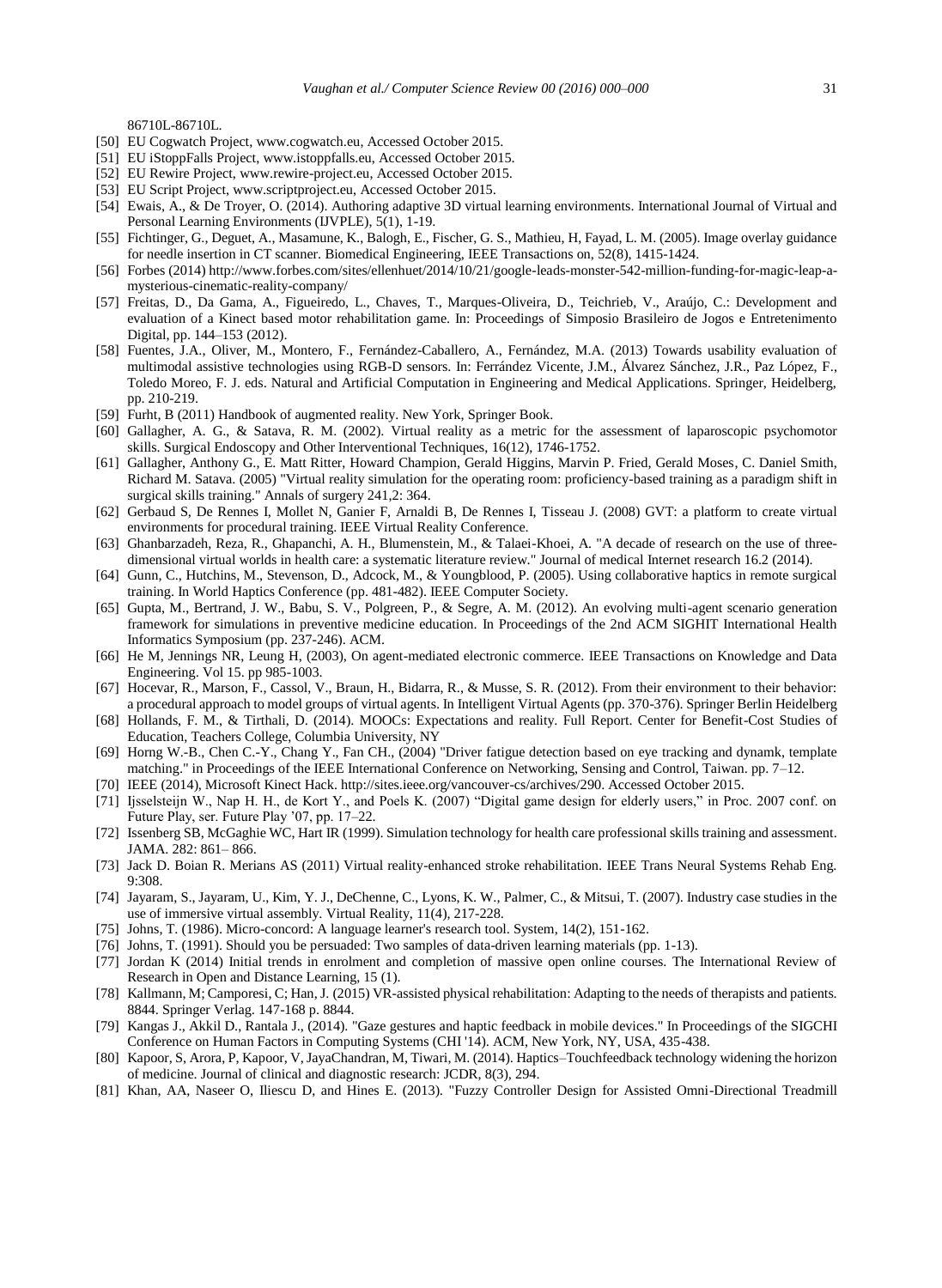86710L-86710L.

- [50] EU Cogwatch Project, www.cogwatch.eu, Accessed October 2015.
- [51] EU iStoppFalls Project, www.istoppfalls.eu, Accessed October 2015.
- [52] EU Rewire Project, www.rewire-project.eu, Accessed October 2015.
- [53] EU Script Project, www.scriptproject.eu, Accessed October 2015.
- [54] Ewais, A., & De Troyer, O. (2014). Authoring adaptive 3D virtual learning environments. International Journal of Virtual and Personal Learning Environments (IJVPLE), 5(1), 1-19.
- [55] Fichtinger, G., Deguet, A., Masamune, K., Balogh, E., Fischer, G. S., Mathieu, H, Fayad, L. M. (2005). Image overlay guidance for needle insertion in CT scanner. Biomedical Engineering, IEEE Transactions on, 52(8), 1415-1424.
- [56] Forbes (2014) http://www.forbes.com/sites/ellenhuet/2014/10/21/google-leads-monster-542-million-funding-for-magic-leap-a-mysterious-cinematic-reality-company/
- [57] Freitas, D., Da Gama, A., Figueiredo, L., Chaves, T., Marques-Oliveira, D., Teichrieb, V., Araújo, C.: Development and evaluation of a Kinect based motor rehabilitation game. In: Proceedings of Simposio Brasileiro de Jogos e Entretenimento Digital, pp. 144–153 (2012).
- [58] Fuentes, J.A., Oliver, M., Montero, F., Fernández-Caballero, A., Fernández, M.A. (2013) Towards usability evaluation of multimodal assistive technologies using RGB-D sensors. In: Ferrández Vicente, J.M., Álvarez Sánchez, J.R., Paz López, F., Toledo Moreo, F. J. eds. Natural and Artificial Computation in Engineering and Medical Applications. Springer, Heidelberg, pp. 210-219.
- [59] Furht, B (2011) Handbook of augmented reality. New York, Springer Book.
- [60] Gallagher, A. G., & Satava, R. M. (2002). Virtual reality as a metric for the assessment of laparoscopic psychomotor skills. Surgical Endoscopy and Other Interventional Techniques, 16(12), 1746-1752.
- [61] Gallagher, Anthony G., E. Matt Ritter, Howard Champion, Gerald Higgins, Marvin P. Fried, Gerald Moses, C. Daniel Smith, Richard M. Satava. (2005) "Virtual reality simulation for the operating room: proficiency-based training as a paradigm shift in surgical skills training." Annals of surgery 241,2: 364.
- [62] Gerbaud S, De Rennes I, Mollet N, Ganier F, Arnaldi B, De Rennes I, Tisseau J. (2008) GVT: a platform to create virtual environments for procedural training. IEEE Virtual Reality Conference.
- [63] Ghanbarzadeh, Reza, R., Ghapanchi, A. H., Blumenstein, M., & Talaei-Khoei, A. "A decade of research on the use of three-dimensional virtual worlds in health care: a systematic literature review." Journal of medical Internet research 16.2 (2014).
- [64] Gunn, C., Hutchins, M., Stevenson, D., Adcock, M., & Youngblood, P. (2005). Using collaborative haptics in remote surgical training. In World Haptics Conference (pp. 481-482). IEEE Computer Society.
- [65] Gupta, M., Bertrand, J. W., Babu, S. V., Polgreen, P., & Segre, A. M. (2012). An evolving multi-agent scenario generation framework for simulations in preventive medicine education. In Proceedings of the 2nd ACM SIGHIT International Health Informatics Symposium (pp. 237-246). ACM.
- [66] He M, Jennings NR, Leung H, (2003), On agent-mediated electronic commerce. IEEE Transactions on Knowledge and Data Engineering. Vol 15. pp 985-1003.
- [67] Hocevar, R., Marson, F., Cassol, V., Braun, H., Bidarra, R., & Musse, S. R. (2012). From their environment to their behavior: a procedural approach to model groups of virtual agents. In Intelligent Virtual Agents (pp. 370-376). Springer Berlin Heidelberg
- [68] Hollands, F. M., & Tirthali, D. (2014). MOOCs: Expectations and reality. Full Report. Center for Benefit-Cost Studies of Education, Teachers College, Columbia University, NY
- [69] Horng W.-B., Chen C.-Y., Chang Y., Fan CH., (2004) "Driver fatigue detection based on eye tracking and dynamk, template matching." in Proceedings of the IEEE International Conference on Networking, Sensing and Control, Taiwan. pp. 7–12.
- [70] IEEE (2014), Microsoft Kinect Hack. http://sites.ieee.org/vancouver-cs/archives/290. Accessed October 2015.
- [71] Ijsselsteijn W., Nap H. H., de Kort Y., and Poels K. (2007) "Digital game design for elderly users," in Proc. 2007 conf. on Future Play, ser. Future Play '07, pp. 17–22.
- [72] Issenberg SB, McGaghie WC, Hart IR (1999). Simulation technology for health care professional skills training and assessment. JAMA. 282: 861– 866.
- [73] Jack D. Boian R. Merians AS (2011) Virtual reality-enhanced stroke rehabilitation. IEEE Trans Neural Systems Rehab Eng. 9:308.
- [74] Jayaram, S., Jayaram, U., Kim, Y. J., DeChenne, C., Lyons, K. W., Palmer, C., & Mitsui, T. (2007). Industry case studies in the use of immersive virtual assembly. Virtual Reality, 11(4), 217-228.
- [75] Johns, T. (1986). Micro-concord: A language learner's research tool. System, 14(2), 151-162.
- [76] Johns, T. (1991). Should you be persuaded: Two samples of data-driven learning materials (pp. 1-13).
- [77] Jordan K (2014) Initial trends in enrolment and completion of massive open online courses. The International Review of Research in Open and Distance Learning, 15 (1).
- [78] Kallmann, M; Camporesi, C; Han, J. (2015) VR-assisted physical rehabilitation: Adapting to the needs of therapists and patients. 8844. Springer Verlag. 147-168 p. 8844.
- [79] Kangas J., Akkil D., Rantala J., (2014). "Gaze gestures and haptic feedback in mobile devices." In Proceedings of the SIGCHI Conference on Human Factors in Computing Systems (CHI '14). ACM, New York, NY, USA, 435-438.
- [80] Kapoor, S, Arora, P, Kapoor, V, JayaChandran, M, Tiwari, M. (2014). Haptics–Touchfeedback technology widening the horizon of medicine. Journal of clinical and diagnostic research: JCDR, 8(3), 294.
- [81] Khan, AA, Naseer O, Iliescu D, and Hines E. (2013). "Fuzzy Controller Design for Assisted Omni-Directional Treadmill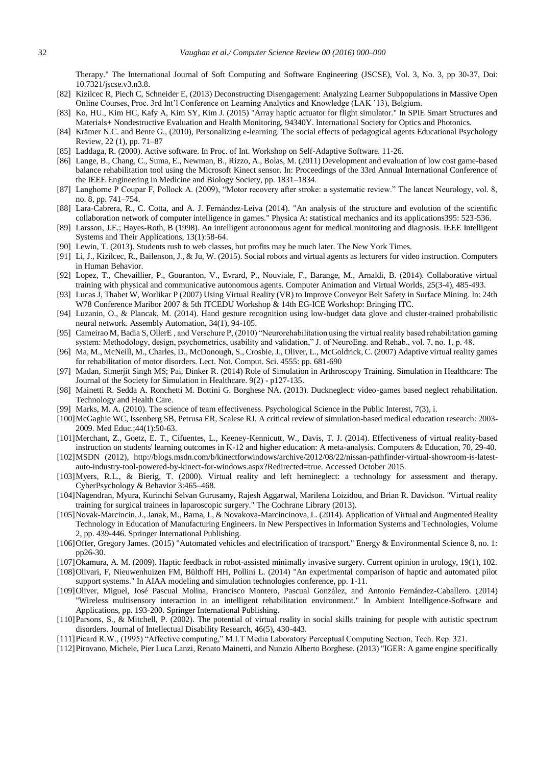Therapy." The International Journal of Soft Computing and Software Engineering (JSCSE), Vol. 3, No. 3, pp 30-37, Doi: 10.7321/jscse.v3.n3.8.

[82] Kizilcec R, Piech C, Schneider E, (2013) Deconstructing Disengagement: Analyzing Learner Subpopulations in Massive Open Online Courses, Proc. 3rd Int'l Conference on Learning Analytics and Knowledge (LAK '13), Belgium.

[83] Ko, HU., Kim HC, Kafy A, Kim SY, Kim J. (2015) "Array haptic actuator for flight simulator." In SPIE Smart Structures and Materials+ Nondestructive Evaluation and Health Monitoring, 94340Y. International Society for Optics and Photonics.

[84] Krämer N.C. and Bente G., (2010), Personalizing e-learning. The social effects of pedagogical agents Educational Psychology Review, 22 (1), pp. 71–87

[85] Laddaga, R. (2000). Active software. In Proc. of Int. Workshop on Self-Adaptive Software. 11-26.

[86] Lange, B., Chang, C., Suma, E., Newman, B., Rizzo, A., Bolas, M. (2011) Development and evaluation of low cost game-based balance rehabilitation tool using the Microsoft Kinect sensor. In: Proceedings of the 33rd Annual International Conference of the IEEE Engineering in Medicine and Biology Society, pp. 1831–1834.

[87] Langhorne P Coupar F, Pollock A. (2009), "Motor recovery after stroke: a systematic review." The lancet Neurology, vol. 8, no. 8, pp. 741–754.

[88] Lara-Cabrera, R., C. Cotta, and A. J. Fernández-Leiva (2014). "An analysis of the structure and evolution of the scientific collaboration network of computer intelligence in games." Physica A: statistical mechanics and its applications395: 523-536.

[89] Larsson, J.E.; Hayes-Roth, B (1998). An intelligent autonomous agent for medical monitoring and diagnosis. IEEE Intelligent Systems and Their Applications, 13(1):58-64.

[90] Lewin, T. (2013). Students rush to web classes, but profits may be much later. The New York Times.

[91] Li, J., Kizilcec, R., Bailenson, J., & Ju, W. (2015). Social robots and virtual agents as lecturers for video instruction. Computers in Human Behavior.

[92] Lopez, T., Chevaillier, P., Gouranton, V., Evrard, P., Nouviale, F., Barange, M., Arnaldi, B. (2014). Collaborative virtual training with physical and communicative autonomous agents. Computer Animation and Virtual Worlds, 25(3-4), 485-493.

[93] Lucas J, Thabet W, Worlikar P (2007) Using Virtual Reality (VR) to Improve Conveyor Belt Safety in Surface Mining. In: 24th W78 Conference Maribor 2007 & 5th ITCEDU Workshop & 14th EG-ICE Workshop: Bringing ITC.

[94] Luzanin, O., & Plancak, M. (2014). Hand gesture recognition using low-budget data glove and cluster-trained probabilistic neural network. Assembly Automation, 34(1), 94-105.

[95] Cameirao M, Badia S, OllerE , and Verschure P, (2010) "Neurorehabilitation using the virtual reality based rehabilitation gaming system: Methodology, design, psychometrics, usability and validation," J. of NeuroEng. and Rehab., vol. 7, no. 1, p. 48.

[96] Ma, M., McNeill, M., Charles, D., McDonough, S., Crosbie, J., Oliver, L., McGoldrick, C. (2007) Adaptive virtual reality games for rehabilitation of motor disorders. Lect. Not. Comput. Sci. 4555: pp. 681-690

[97] Madan, Simerjit Singh MS; Pai, Dinker R. (2014) Role of Simulation in Arthroscopy Training. Simulation in Healthcare: The Journal of the Society for Simulation in Healthcare. 9(2) - p127-135.

[98] Mainetti R. Sedda A. Ronchetti M. Bottini G. Borghese NA. (2013). Duckneglect: video-games based neglect rehabilitation. Technology and Health Care.

[99] Marks, M. A. (2010). The science of team effectiveness. Psychological Science in the Public Interest, 7(3), i.

[100] McGaghie WC, Issenberg SB, Petrusa ER, Scalese RJ. A critical review of simulation-based medical education research: 2003-2009. Med Educ.;44(1):50-63.

[101] Merchant, Z., Goetz, E. T., Cifuentes, L., Keeney-Kennicutt, W., Davis, T. J. (2014). Effectiveness of virtual reality-based instruction on students' learning outcomes in K-12 and higher education: A meta-analysis. Computers & Education, 70, 29-40.

[102] MSDN (2012), http://blogs.msdn.com/b/kinectforwindows/archive/2012/08/22/nissan-pathfinder-virtual-showroom-is-latest-auto-industry-tool-powered-by-kinect-for-windows.aspx?Redirected=true. Accessed October 2015.

[103] Myers, R.L., & Bierig, T. (2000). Virtual reality and left hemineglect: a technology for assessment and therapy. CyberPsychology & Behavior 3:465–468.

[104] Nagendran, Myura, Kurinchi Selvan Gurusamy, Rajesh Aggarwal, Marilena Loizidou, and Brian R. Davidson. "Virtual reality training for surgical trainees in laparoscopic surgery." The Cochrane Library (2013).

[105] Novak-Marcincin, J., Janak, M., Barna, J., & Novakova-Marcincinova, L. (2014). Application of Virtual and Augmented Reality Technology in Education of Manufacturing Engineers. In New Perspectives in Information Systems and Technologies, Volume 2, pp. 439-446. Springer International Publishing.

[106] Offer, Gregory James. (2015) "Automated vehicles and electrification of transport." Energy & Environmental Science 8, no. 1: pp26-30.

[107] Okamura, A. M. (2009). Haptic feedback in robot-assisted minimally invasive surgery. Current opinion in urology, 19(1), 102.

[108] Olivari, F, Nieuwenhuizen FM, Bülthoff HH, Pollini L. (2014) "An experimental comparison of haptic and automated pilot support systems." In AIAA modeling and simulation technologies conference, pp. 1-11.

[109] Oliver, Miguel, José Pascual Molina, Francisco Montero, Pascual González, and Antonio Fernández-Caballero. (2014) "Wireless multisensory interaction in an intelligent rehabilitation environment." In Ambient Intelligence-Software and Applications, pp. 193-200. Springer International Publishing.

[110] Parsons, S., & Mitchell, P. (2002). The potential of virtual reality in social skills training for people with autistic spectrum disorders. Journal of Intellectual Disability Research, 46(5), 430-443.

[111] Picard R.W., (1995) "Affective computing," M.I.T Media Laboratory Perceptual Computing Section, Tech. Rep. 321.

[112] Pirovano, Michele, Pier Luca Lanzi, Renato Mainetti, and Nunzio Alberto Borghese. (2013) "IGER: A game engine specifically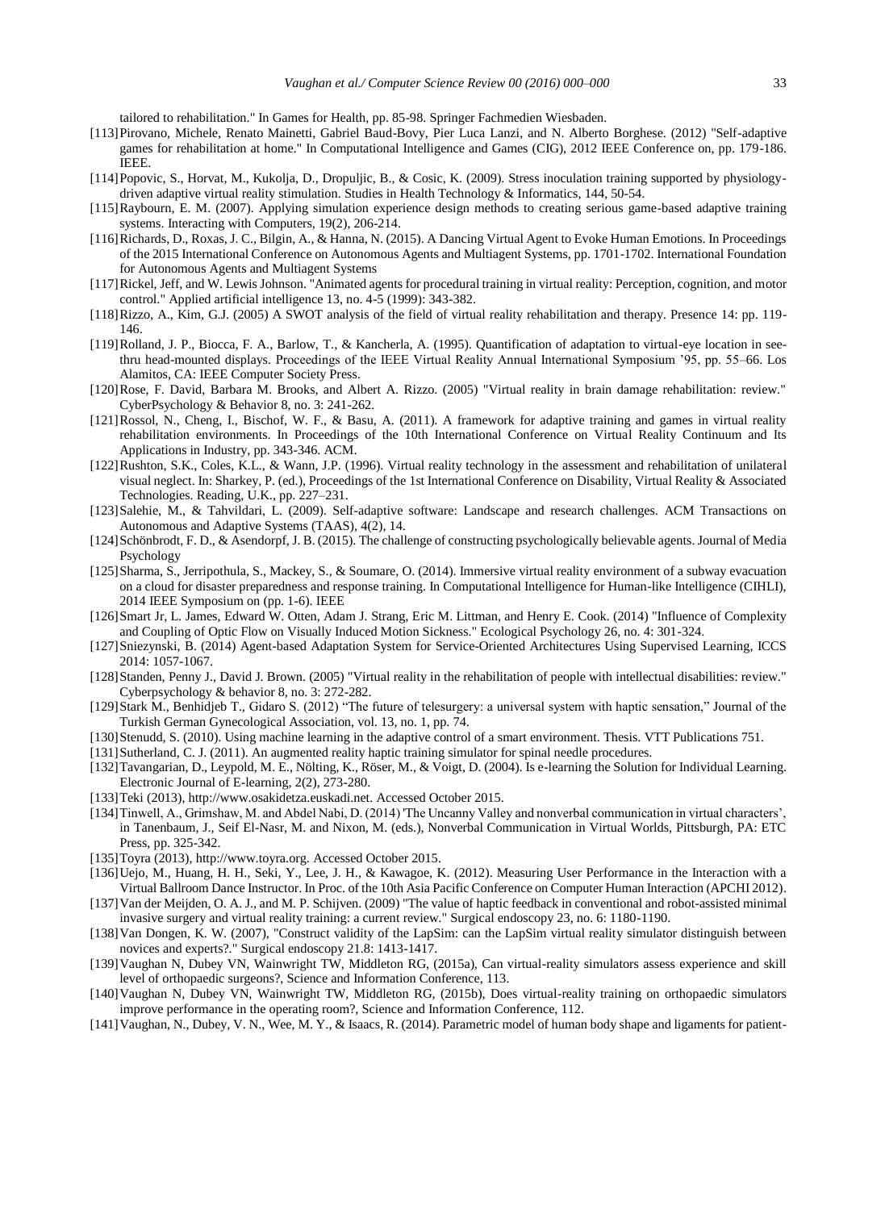tailored to rehabilitation." In Games for Health, pp. 85-98. Springer Fachmedien Wiesbaden.

[113] Pirovano, Michele, Renato Mainetti, Gabriel Baud-Bovy, Pier Luca Lanzi, and N. Alberto Borghese. (2012) "Self-adaptive games for rehabilitation at home." In Computational Intelligence and Games (CIG), 2012 IEEE Conference on, pp. 179-186. IEEE.

[114] Popovic, S., Horvat, M., Kukolja, D., Dropuljic, B., & Cosic, K. (2009). Stress inoculation training supported by physiology-driven adaptive virtual reality stimulation. Studies in Health Technology & Informatics, 144, 50-54.

[115] Raybourn, E. M. (2007). Applying simulation experience design methods to creating serious game-based adaptive training systems. Interacting with Computers, 19(2), 206-214.

[116] Richards, D., Roxas, J. C., Bilgin, A., & Hanna, N. (2015). A Dancing Virtual Agent to Evoke Human Emotions. In Proceedings of the 2015 International Conference on Autonomous Agents and Multiagent Systems, pp. 1701-1702. International Foundation for Autonomous Agents and Multiagent Systems

[117] Rickel, Jeff, and W. Lewis Johnson. "Animated agents for procedural training in virtual reality: Perception, cognition, and motor control." Applied artificial intelligence 13, no. 4-5 (1999): 343-382.

[118] Rizzo, A., Kim, G.J. (2005) A SWOT analysis of the field of virtual reality rehabilitation and therapy. Presence 14: pp. 119-146.

[119] Rolland, J. P., Biocca, F. A., Barlow, T., & Kancherla, A. (1995). Quantification of adaptation to virtual-eye location in see-thru head-mounted displays. Proceedings of the IEEE Virtual Reality Annual International Symposium '95, pp. 55–66. Los Alamitos, CA: IEEE Computer Society Press.

[120] Rose, F. David, Barbara M. Brooks, and Albert A. Rizzo. (2005) "Virtual reality in brain damage rehabilitation: review." CyberPsychology & Behavior 8, no. 3: 241-262.

[121] Rossol, N., Cheng, I., Bischof, W. F., & Basu, A. (2011). A framework for adaptive training and games in virtual reality rehabilitation environments. In Proceedings of the 10th International Conference on Virtual Reality Continuum and Its Applications in Industry, pp. 343-346. ACM.

[122] Rushton, S.K., Coles, K.L., & Wann, J.P. (1996). Virtual reality technology in the assessment and rehabilitation of unilateral visual neglect. In: Sharkey, P. (ed.), Proceedings of the 1st International Conference on Disability, Virtual Reality & Associated Technologies. Reading, U.K., pp. 227–231.

[123] Salehie, M., & Tahvildari, L. (2009). Self-adaptive software: Landscape and research challenges. ACM Transactions on Autonomous and Adaptive Systems (TAAS), 4(2), 14.

[124] Schönbrodt, F. D., & Asendorpf, J. B. (2015). The challenge of constructing psychologically believable agents. Journal of Media Psychology

[125] Sharma, S., Jerripothula, S., Mackey, S., & Soumare, O. (2014). Immersive virtual reality environment of a subway evacuation on a cloud for disaster preparedness and response training. In Computational Intelligence for Human-like Intelligence (CIHLI), 2014 IEEE Symposium on (pp. 1-6). IEEE

[126] Smart Jr, L. James, Edward W. Otten, Adam J. Strang, Eric M. Littman, and Henry E. Cook. (2014) "Influence of Complexity and Coupling of Optic Flow on Visually Induced Motion Sickness." Ecological Psychology 26, no. 4: 301-324.

[127] Sniezynski, B. (2014) Agent-based Adaptation System for Service-Oriented Architectures Using Supervised Learning, ICCS 2014: 1057-1067.

[128] Standen, Penny J., David J. Brown. (2005) "Virtual reality in the rehabilitation of people with intellectual disabilities: review." Cyberpsychology & behavior 8, no. 3: 272-282.

[129] Stark M., Benhidjeb T., Gidaro S. (2012) "The future of telesurgery: a universal system with haptic sensation," Journal of the Turkish German Gynecological Association, vol. 13, no. 1, pp. 74.

[130] Stenudd, S. (2010). Using machine learning in the adaptive control of a smart environment. Thesis. VTT Publications 751.

[131] Sutherland, C. J. (2011). An augmented reality haptic training simulator for spinal needle procedures.

[132] Tavangarian, D., Leypold, M. E., Nölting, K., Röser, M., & Voigt, D. (2004). Is e-learning the Solution for Individual Learning. Electronic Journal of E-learning, 2(2), 273-280.

[133] Teki (2013), http://www.osakidetza.euskadi.net. Accessed October 2015.

[134] Tinwell, A., Grimshaw, M. and Abdel Nabi, D. (2014) 'The Uncanny Valley and nonverbal communication in virtual characters', in Tanenbaum, J., Seif El-Nasr, M. and Nixon, M. (eds.), Nonverbal Communication in Virtual Worlds, Pittsburgh, PA: ETC Press, pp. 325-342.

[135] Toyra (2013), http://www.toyra.org. Accessed October 2015.

[136] Uejo, M., Huang, H. H., Seki, Y., Lee, J. H., & Kawagoe, K. (2012). Measuring User Performance in the Interaction with a Virtual Ballroom Dance Instructor. In Proc. of the 10th Asia Pacific Conference on Computer Human Interaction (APCHI 2012).

[137] Van der Meijden, O. A. J., and M. P. Schijven. (2009) "The value of haptic feedback in conventional and robot-assisted minimal invasive surgery and virtual reality training: a current review." Surgical endoscopy 23, no. 6: 1180-1190.

[138] Van Dongen, K. W. (2007), "Construct validity of the LapSim: can the LapSim virtual reality simulator distinguish between novices and experts?." Surgical endoscopy 21.8: 1413-1417.

[139] Vaughan N, Dubey VN, Wainwright TW, Middleton RG, (2015a), Can virtual-reality simulators assess experience and skill level of orthopaedic surgeons?, Science and Information Conference, 113.

[140] Vaughan N, Dubey VN, Wainwright TW, Middleton RG, (2015b), Does virtual-reality training on orthopaedic simulators improve performance in the operating room?, Science and Information Conference, 112.

[141] Vaughan, N., Dubey, V. N., Wee, M. Y., & Isaacs, R. (2014). Parametric model of human body shape and ligaments for patient-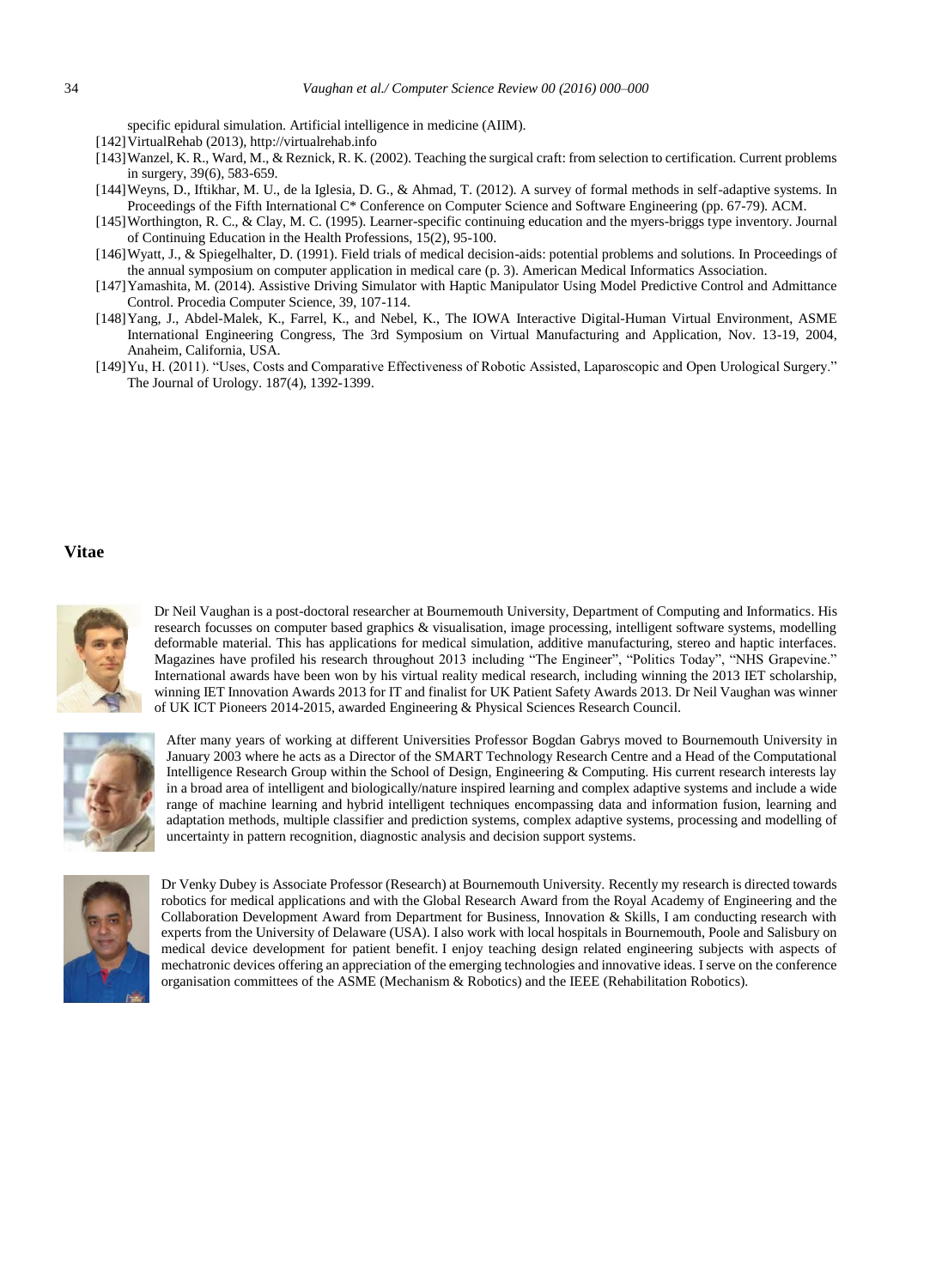specific epidural simulation. Artificial intelligence in medicine (AIIM).

[142] VirtualRehab (2013), http://virtualrehab.info

[143] Wanzel, K. R., Ward, M., & Reznick, R. K. (2002). Teaching the surgical craft: from selection to certification. Current problems in surgery, 39(6), 583-659.

[144] Weyns, D., Iftikhar, M. U., de la Iglesia, D. G., & Ahmad, T. (2012). A survey of formal methods in self-adaptive systems. In Proceedings of the Fifth International C* Conference on Computer Science and Software Engineering (pp. 67-79). ACM.

[145] Worthington, R. C., & Clay, M. C. (1995). Learner-specific continuing education and the myers-briggs type inventory. Journal of Continuing Education in the Health Professions, 15(2), 95-100.

[146] Wyatt, J., & Spiegelhalter, D. (1991). Field trials of medical decision-aids: potential problems and solutions. In Proceedings of the annual symposium on computer application in medical care (p. 3). American Medical Informatics Association.

[147] Yamashita, M. (2014). Assistive Driving Simulator with Haptic Manipulator Using Model Predictive Control and Admittance Control. Procedia Computer Science, 39, 107-114.

[148] Yang, J., Abdel-Malek, K., Farrel, K., and Nebel, K., The IOWA Interactive Digital-Human Virtual Environment, ASME International Engineering Congress, The 3rd Symposium on Virtual Manufacturing and Application, Nov. 13-19, 2004, Anaheim, California, USA.

[149] Yu, H. (2011). "Uses, Costs and Comparative Effectiveness of Robotic Assisted, Laparoscopic and Open Urological Surgery." The Journal of Urology. 187(4), 1392-1399.

## Vitae

Dr Neil Vaughan is a post-doctoral researcher at Bournemouth University, Department of Computing and Informatics. His research focusses on computer based graphics & visualisation, image processing, intelligent software systems, modelling deformable material. This has applications for medical simulation, additive manufacturing, stereo and haptic interfaces. Magazines have profiled his research throughout 2013 including "The Engineer", "Politics Today", "NHS Grapevine." International awards have been won by his virtual reality medical research, including winning the 2013 IET scholarship, winning IET Innovation Awards 2013 for IT and finalist for UK Patient Safety Awards 2013. Dr Neil Vaughan was winner of UK ICT Pioneers 2014-2015, awarded Engineering & Physical Sciences Research Council.

After many years of working at different Universities Professor Bogdan Gabrys moved to Bournemouth University in January 2003 where he acts as a Director of the SMART Technology Research Centre and a Head of the Computational Intelligence Research Group within the School of Design, Engineering & Computing. His current research interests lay in a broad area of intelligent and biologically/nature inspired learning and complex adaptive systems and include a wide range of machine learning and hybrid intelligent techniques encompassing data and information fusion, learning and adaptation methods, multiple classifier and prediction systems, complex adaptive systems, processing and modelling of uncertainty in pattern recognition, diagnostic analysis and decision support systems.

Dr Venky Dubey is Associate Professor (Research) at Bournemouth University. Recently my research is directed towards robotics for medical applications and with the Global Research Award from the Royal Academy of Engineering and the Collaboration Development Award from Department for Business, Innovation & Skills, I am conducting research with experts from the University of Delaware (USA). I also work with local hospitals in Bournemouth, Poole and Salisbury on medical device development for patient benefit. I enjoy teaching design related engineering subjects with aspects of mechatronic devices offering an appreciation of the emerging technologies and innovative ideas. I serve on the conference organisation committees of the ASME (Mechanism & Robotics) and the IEEE (Rehabilitation Robotics).